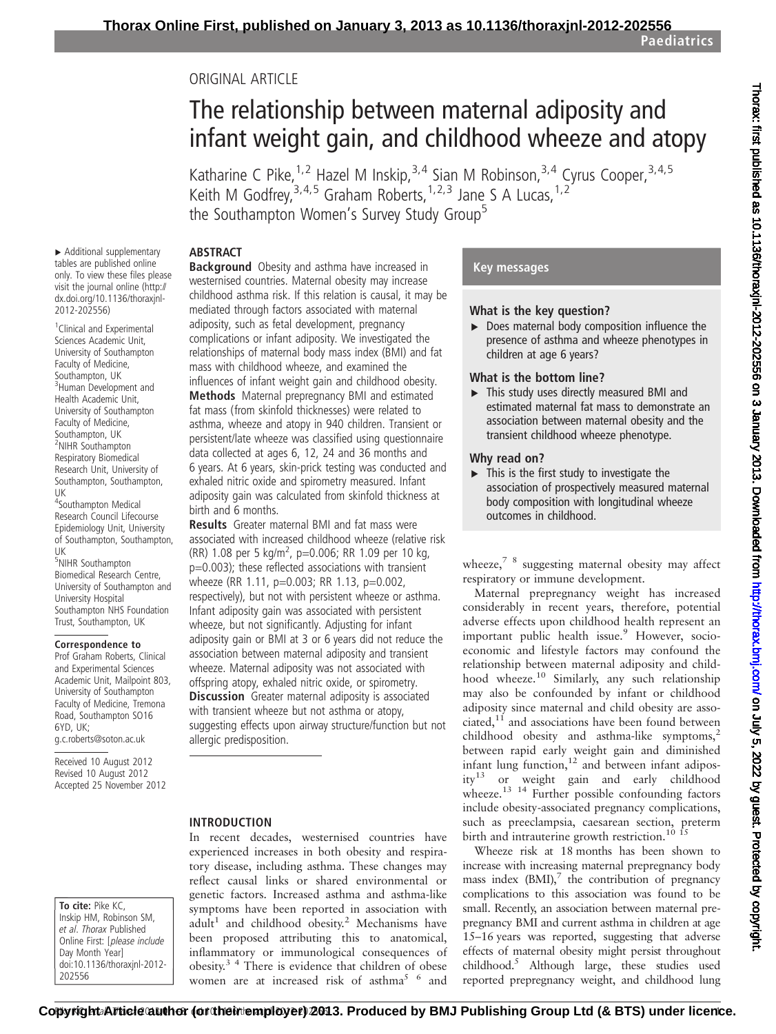ORIGINAL ARTICLE

# The relationship between maternal adiposity and infant weight gain, and childhood wheeze and atopy

Katharine C Pike,[1,2] Hazel M Inskip,[3,4] Sian M Robinson,[3,4] Cyrus Cooper,[3,4,5] Keith M Godfrey,[3,4,5] Graham Roberts,[1,2,3] Jane S A Lucas,[1,2] the Southampton Women's Survey Study Group[5]

► Additional supplementary tables are published online only. To view these files please visit the journal online (http://dx.doi.org/10.1136/thoraxjnl-2012-202556)

[1]Clinical and Experimental Sciences Academic Unit, University of Southampton Faculty of Medicine, Southampton, UK
[3]Human Development and Health Academic Unit, University of Southampton Faculty of Medicine, Southampton, UK
[2]NIHR Southampton Respiratory Biomedical Research Unit, University of Southampton, Southampton, UK
[4]Southampton Medical Research Council Lifecourse Epidemiology Unit, University of Southampton, Southampton, UK
[5]NIHR Southampton Biomedical Research Centre, University of Southampton and University Hospital Southampton NHS Foundation Trust, Southampton, UK

**Correspondence to**
Prof Graham Roberts, Clinical and Experimental Sciences Academic Unit, Mailpoint 803, University of Southampton Faculty of Medicine, Tremona Road, Southampton SO16 6YD, UK; g.c.roberts@soton.ac.uk

Received 10 August 2012
Revised 10 August 2012
Accepted 25 November 2012

## ABSTRACT

**Background** Obesity and asthma have increased in westernised countries. Maternal obesity may increase childhood asthma risk. If this relation is causal, it may be mediated through factors associated with maternal adiposity, such as fetal development, pregnancy complications or infant adiposity. We investigated the relationships of maternal body mass index (BMI) and fat mass with childhood wheeze, and examined the influences of infant weight gain and childhood obesity.
**Methods** Maternal prepregnancy BMI and estimated fat mass (from skinfold thicknesses) were related to asthma, wheeze and atopy in 940 children. Transient or persistent/late wheeze was classified using questionnaire data collected at ages 6, 12, 24 and 36 months and 6 years. At 6 years, skin-prick testing was conducted and exhaled nitric oxide and spirometry measured. Infant adiposity gain was calculated from skinfold thickness at birth and 6 months.
**Results** Greater maternal BMI and fat mass were associated with increased childhood wheeze (relative risk (RR) 1.08 per 5 kg/m$^2$, p=0.006; RR 1.09 per 10 kg, p=0.003); these reflected associations with transient wheeze (RR 1.11, p=0.003; RR 1.13, p=0.002, respectively), but not with persistent wheeze or asthma. Infant adiposity gain was associated with persistent wheeze, but not significantly. Adjusting for infant adiposity gain or BMI at 3 or 6 years did not reduce the association between maternal adiposity and transient wheeze. Maternal adiposity was not associated with offspring atopy, exhaled nitric oxide, or spirometry.
**Discussion** Greater maternal adiposity is associated with transient wheeze but not asthma or atopy, suggesting effects upon airway structure/function but not allergic predisposition.

## Key messages

### What is the key question?

► Does maternal body composition influence the presence of asthma and wheeze phenotypes in children at age 6 years?

### What is the bottom line?

► This study uses directly measured BMI and estimated maternal fat mass to demonstrate an association between maternal obesity and the transient childhood wheeze phenotype.

### Why read on?

► This is the first study to investigate the association of prospectively measured maternal body composition with longitudinal wheeze outcomes in childhood.

## INTRODUCTION

In recent decades, westernised countries have experienced increases in both obesity and respiratory disease, including asthma. These changes may reflect causal links or shared environmental or genetic factors. Increased asthma and asthma-like symptoms have been reported in association with adult[1] and childhood obesity.[2] Mechanisms have been proposed attributing this to anatomical, inflammatory or immunological consequences of obesity.[3 4] There is evidence that children of obese women are at increased risk of asthma[5 6] and wheeze,[7 8] suggesting maternal obesity may affect respiratory or immune development.

Maternal prepregnancy weight has increased considerably in recent years, therefore, potential adverse effects upon childhood health represent an important public health issue.[9] However, socioeconomic and lifestyle factors may confound the relationship between maternal adiposity and childhood wheeze.[10] Similarly, any such relationship may also be confounded by infant or childhood adiposity since maternal and child obesity are associated,[11] and associations have been found between childhood obesity and asthma-like symptoms,[2] between rapid early weight gain and diminished infant lung function,[12] and between infant adiposity[13] or weight gain and early childhood wheeze.[13 14] Further possible confounding factors include obesity-associated pregnancy complications, such as preeclampsia, caesarean section, preterm birth and intrauterine growth restriction.[10 15]

Wheeze risk at 18 months has been shown to increase with increasing maternal prepregnancy body mass index (BMI),[7] the contribution of pregnancy complications to this association was found to be small. Recently, an association between maternal prepregnancy BMI and current asthma in children at age 15–16 years was reported, suggesting that adverse effects of maternal obesity might persist throughout childhood.[5] Although large, these studies used reported prepregnancy weight, and childhood lung

**To cite:** Pike KC, Inskip HM, Robinson SM, et al. Thorax Published Online First: [please include Day Month Year] doi:10.1136/thoraxjnl-2012-202556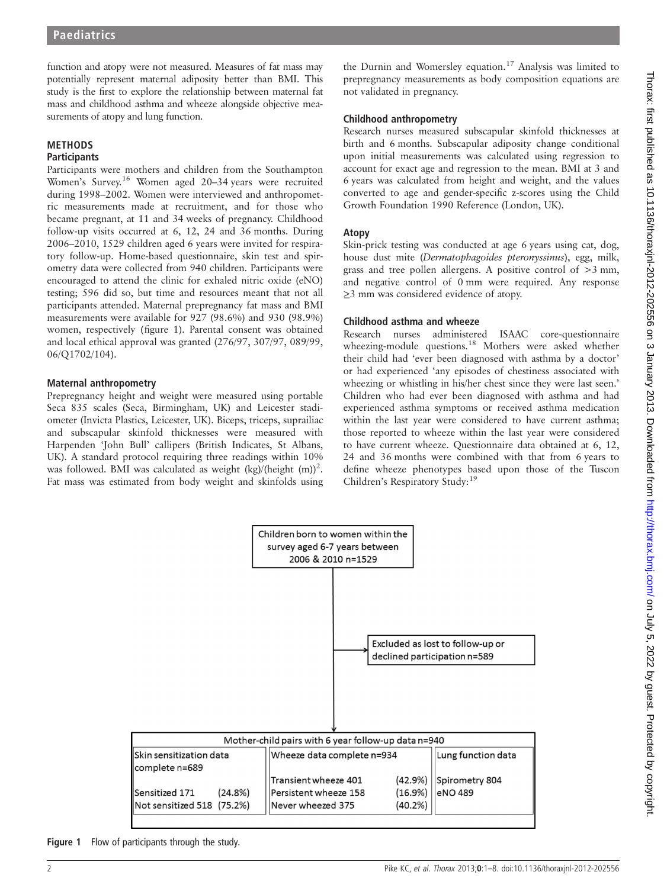function and atopy were not measured. Measures of fat mass may potentially represent maternal adiposity better than BMI. This study is the first to explore the relationship between maternal fat mass and childhood asthma and wheeze alongside objective measurements of atopy and lung function.

## METHODS

### Participants

Participants were mothers and children from the Southampton Women's Survey.[16] Women aged 20–34 years were recruited during 1998–2002. Women were interviewed and anthropometric measurements made at recruitment, and for those who became pregnant, at 11 and 34 weeks of pregnancy. Childhood follow-up visits occurred at 6, 12, 24 and 36 months. During 2006–2010, 1529 children aged 6 years were invited for respiratory follow-up. Home-based questionnaire, skin test and spirometry data were collected from 940 children. Participants were encouraged to attend the clinic for exhaled nitric oxide (eNO) testing; 596 did so, but time and resources meant that not all participants attended. Maternal prepregnancy fat mass and BMI measurements were available for 927 (98.6%) and 930 (98.9%) women, respectively (figure 1). Parental consent was obtained and local ethical approval was granted (276/97, 307/97, 089/99, 06/Q1702/104).

### Maternal anthropometry

Prepregnancy height and weight were measured using portable Seca 835 scales (Seca, Birmingham, UK) and Leicester stadiometer (Invicta Plastics, Leicester, UK). Biceps, triceps, suprailiac and subscapular skinfold thicknesses were measured with Harpenden 'John Bull' callipers (British Indicates, St Albans, UK). A standard protocol requiring three readings within 10% was followed. BMI was calculated as weight (kg)/(height (m))$^2$. Fat mass was estimated from body weight and skinfolds using the Durnin and Womersley equation.[17] Analysis was limited to prepregnancy measurements as body composition equations are not validated in pregnancy.

### Childhood anthropometry

Research nurses measured subscapular skinfold thicknesses at birth and 6 months. Subscapular adiposity change conditional upon initial measurements was calculated using regression to account for exact age and regression to the mean. BMI at 3 and 6 years was calculated from height and weight, and the values converted to age and gender-specific z-scores using the Child Growth Foundation 1990 Reference (London, UK).

### Atopy

Skin-prick testing was conducted at age 6 years using cat, dog, house dust mite (*Dermatophagoides pteronyssinus*), egg, milk, grass and tree pollen allergens. A positive control of >3 mm, and negative control of 0 mm were required. Any response ≥3 mm was considered evidence of atopy.

### Childhood asthma and wheeze

Research nurses administered ISAAC core-questionnaire wheezing-module questions.[18] Mothers were asked whether their child had 'ever been diagnosed with asthma by a doctor' or had experienced 'any episodes of chestiness associated with wheezing or whistling in his/her chest since they were last seen.' Children who had ever been diagnosed with asthma and had experienced asthma symptoms or received asthma medication within the last year were considered to have current asthma; those reported to wheeze within the last year were considered to have current wheeze. Questionnaire data obtained at 6, 12, 24 and 36 months were combined with that from 6 years to define wheeze phenotypes based upon those of the Tuscon Children's Respiratory Study:[19]

Children born to women within the survey aged 6-7 years between 2006 & 2010 n=1529

Excluded as lost to follow-up or declined participation n=589

Mother-child pairs with 6 year follow-up data n=940

| Skin sensitization data complete n=689 | Wheeze data complete n=934 | Lung function data |
|---|---|---|
| Sensitized 171 (24.8%) | Transient wheeze 401 (42.9%) | Spirometry 804 |
| Not sensitized 518 (75.2%) | Persistent wheeze 158 (16.9%) | eNO 489 |
| | Never wheezed 375 (40.2%) | |

**Figure 1** Flow of participants through the study.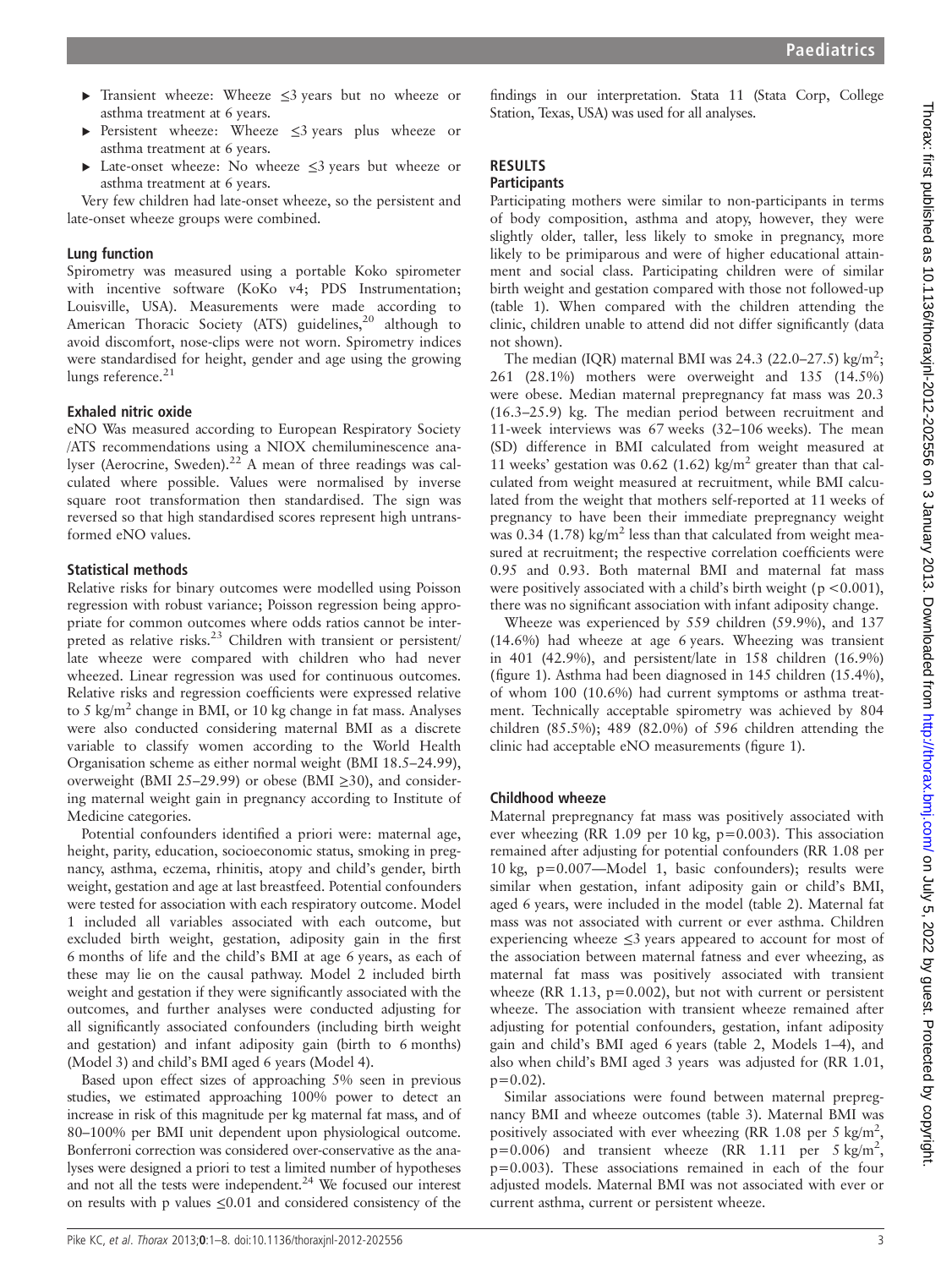- Transient wheeze: Wheeze ≤3 years but no wheeze or asthma treatment at 6 years.
- Persistent wheeze: Wheeze ≤3 years plus wheeze or asthma treatment at 6 years.
- Late-onset wheeze: No wheeze ≤3 years but wheeze or asthma treatment at 6 years.

Very few children had late-onset wheeze, so the persistent and late-onset wheeze groups were combined.

### Lung function

Spirometry was measured using a portable Koko spirometer with incentive software (KoKo v4; PDS Instrumentation; Louisville, USA). Measurements were made according to American Thoracic Society (ATS) guidelines,[20] although to avoid discomfort, nose-clips were not worn. Spirometry indices were standardised for height, gender and age using the growing lungs reference.[21]

### Exhaled nitric oxide

eNO Was measured according to European Respiratory Society /ATS recommendations using a NIOX chemiluminescence analyser (Aerocrine, Sweden).[22] A mean of three readings was calculated where possible. Values were normalised by inverse square root transformation then standardised. The sign was reversed so that high standardised scores represent high untransformed eNO values.

### Statistical methods

Relative risks for binary outcomes were modelled using Poisson regression with robust variance; Poisson regression being appropriate for common outcomes where odds ratios cannot be interpreted as relative risks.[23] Children with transient or persistent/late wheeze were compared with children who had never wheezed. Linear regression was used for continuous outcomes. Relative risks and regression coefficients were expressed relative to 5 kg/m$^2$ change in BMI, or 10 kg change in fat mass. Analyses were also conducted considering maternal BMI as a discrete variable to classify women according to the World Health Organisation scheme as either normal weight (BMI 18.5–24.99), overweight (BMI 25–29.99) or obese (BMI ≥30), and considering maternal weight gain in pregnancy according to Institute of Medicine categories.

Potential confounders identified a priori were: maternal age, height, parity, education, socioeconomic status, smoking in pregnancy, asthma, eczema, rhinitis, atopy and child's gender, birth weight, gestation and age at last breastfeed. Potential confounders were tested for association with each respiratory outcome. Model 1 included all variables associated with each outcome, but excluded birth weight, gestation, adiposity gain in the first 6 months of life and the child's BMI at age 6 years, as each of these may lie on the causal pathway. Model 2 included birth weight and gestation if they were significantly associated with the outcomes, and further analyses were conducted adjusting for all significantly associated confounders (including birth weight and gestation) and infant adiposity gain (birth to 6 months) (Model 3) and child's BMI aged 6 years (Model 4).

Based upon effect sizes of approaching 5% seen in previous studies, we estimated approaching 100% power to detect an increase in risk of this magnitude per kg maternal fat mass, and of 80–100% per BMI unit dependent upon physiological outcome. Bonferroni correction was considered over-conservative as the analyses were designed a priori to test a limited number of hypotheses and not all the tests were independent.[24] We focused our interest on results with p values ≤0.01 and considered consistency of the findings in our interpretation. Stata 11 (Stata Corp, College Station, Texas, USA) was used for all analyses.

## RESULTS

### Participants

Participating mothers were similar to non-participants in terms of body composition, asthma and atopy, however, they were slightly older, taller, less likely to smoke in pregnancy, more likely to be primiparous and were of higher educational attainment and social class. Participating children were of similar birth weight and gestation compared with those not followed-up (table 1). When compared with the children attending the clinic, children unable to attend did not differ significantly (data not shown).

The median (IQR) maternal BMI was 24.3 (22.0–27.5) kg/m$^2$; 261 (28.1%) mothers were overweight and 135 (14.5%) were obese. Median maternal prepregnancy fat mass was 20.3 (16.3–25.9) kg. The median period between recruitment and 11-week interviews was 67 weeks (32–106 weeks). The mean (SD) difference in BMI calculated from weight measured at 11 weeks' gestation was 0.62 (1.62) kg/m$^2$ greater than that calculated from weight measured at recruitment, while BMI calculated from the weight that mothers self-reported at 11 weeks of pregnancy to have been their immediate prepregnancy weight was 0.34 (1.78) kg/m$^2$ less than that calculated from weight measured at recruitment; the respective correlation coefficients were 0.95 and 0.93. Both maternal BMI and maternal fat mass were positively associated with a child's birth weight ($p<0.001$), there was no significant association with infant adiposity change.

Wheeze was experienced by 559 children (59.9%), and 137 (14.6%) had wheeze at age 6 years. Wheezing was transient in 401 (42.9%), and persistent/late in 158 children (16.9%) (figure 1). Asthma had been diagnosed in 145 children (15.4%), of whom 100 (10.6%) had current symptoms or asthma treatment. Technically acceptable spirometry was achieved by 804 children (85.5%); 489 (82.0%) of 596 children attending the clinic had acceptable eNO measurements (figure 1).

### Childhood wheeze

Maternal prepregnancy fat mass was positively associated with ever wheezing (RR 1.09 per 10 kg, $p=0.003$). This association remained after adjusting for potential confounders (RR 1.08 per 10 kg, $p=0.007$—Model 1, basic confounders); results were similar when gestation, infant adiposity gain or child's BMI, aged 6 years, were included in the model (table 2). Maternal fat mass was not associated with current or ever asthma. Children experiencing wheeze ≤3 years appeared to account for most of the association between maternal fatness and ever wheezing, as maternal fat mass was positively associated with transient wheeze (RR 1.13, $p=0.002$), but not with current or persistent wheeze. The association with transient wheeze remained after adjusting for potential confounders, gestation, infant adiposity gain and child's BMI aged 6 years (table 2, Models 1–4), and also when child's BMI aged 3 years was adjusted for (RR 1.01, $p=0.02$).

Similar associations were found between maternal prepregnancy BMI and wheeze outcomes (table 3). Maternal BMI was positively associated with ever wheezing (RR 1.08 per 5 kg/m$^2$, $p=0.006$) and transient wheeze (RR 1.11 per 5 kg/m$^2$, $p=0.003$). These associations remained in each of the four adjusted models. Maternal BMI was not associated with ever or current asthma, current or persistent wheeze.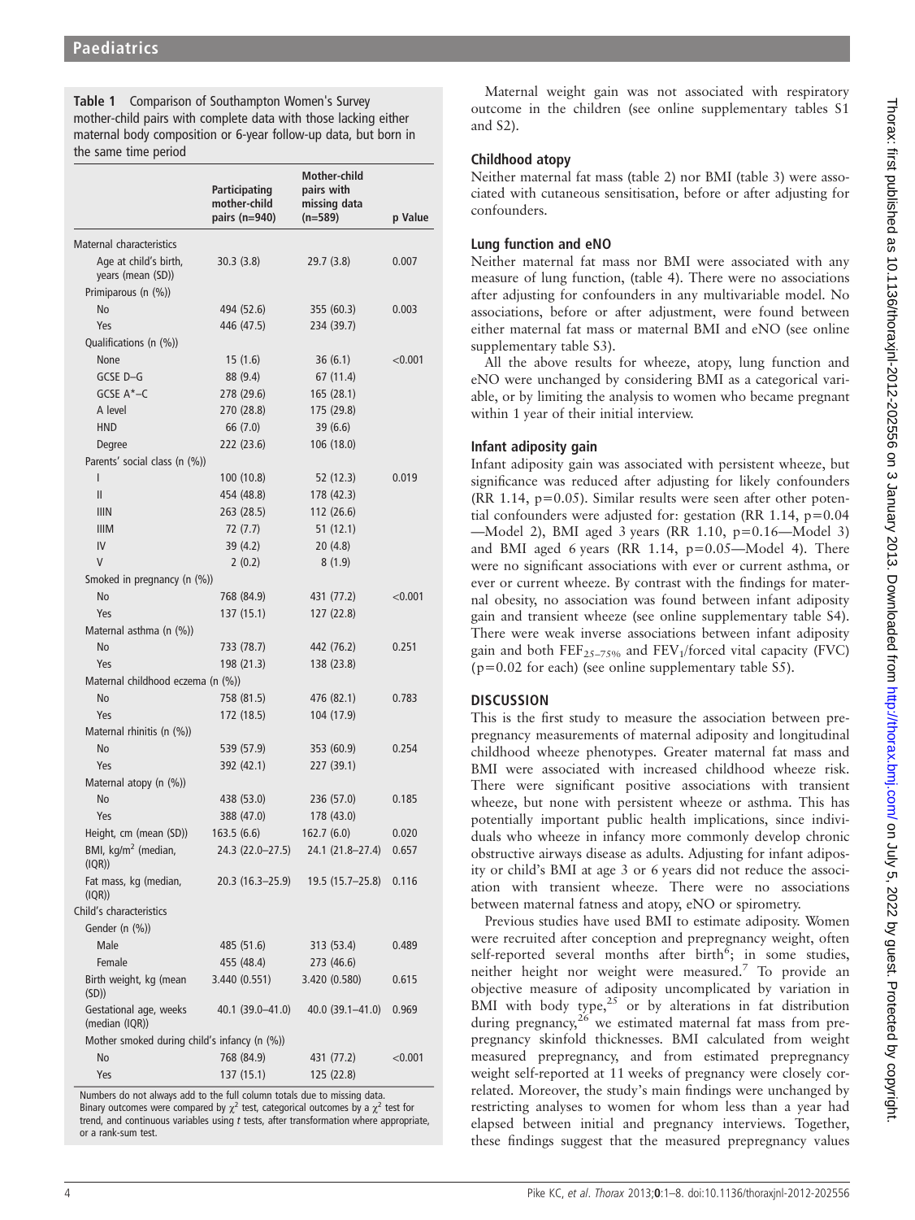**Table 1** Comparison of Southampton Women's Survey mother-child pairs with complete data with those lacking either maternal body composition or 6-year follow-up data, but born in the same time period

| | Participating mother-child pairs (n=940) | Mother-child pairs with missing data (n=589) | p Value |
|---|---|---|---|
| Maternal characteristics | | | |
| Age at child's birth, years (mean (SD)) | 30.3 (3.8) | 29.7 (3.8) | 0.007 |
| Primiparous (n (%)) | | | |
| No | 494 (52.6) | 355 (60.3) | 0.003 |
| Yes | 446 (47.5) | 234 (39.7) | |
| Qualifications (n (%)) | | | |
| None | 15 (1.6) | 36 (6.1) | <0.001 |
| GCSE D–G | 88 (9.4) | 67 (11.4) | |
| GCSE A*–C | 278 (29.6) | 165 (28.1) | |
| A level | 270 (28.8) | 175 (29.8) | |
| HND | 66 (7.0) | 39 (6.6) | |
| Degree | 222 (23.6) | 106 (18.0) | |
| Parents' social class (n (%)) | | | |
| I | 100 (10.8) | 52 (12.3) | 0.019 |
| II | 454 (48.8) | 178 (42.3) | |
| IIIN | 263 (28.5) | 112 (26.6) | |
| IIIM | 72 (7.7) | 51 (12.1) | |
| IV | 39 (4.2) | 20 (4.8) | |
| V | 2 (0.2) | 8 (1.9) | |
| Smoked in pregnancy (n (%)) | | | |
| No | 768 (84.9) | 431 (77.2) | <0.001 |
| Yes | 137 (15.1) | 127 (22.8) | |
| Maternal asthma (n (%)) | | | |
| No | 733 (78.7) | 442 (76.2) | 0.251 |
| Yes | 198 (21.3) | 138 (23.8) | |
| Maternal childhood eczema (n (%)) | | | |
| No | 758 (81.5) | 476 (82.1) | 0.783 |
| Yes | 172 (18.5) | 104 (17.9) | |
| Maternal rhinitis (n (%)) | | | |
| No | 539 (57.9) | 353 (60.9) | 0.254 |
| Yes | 392 (42.1) | 227 (39.1) | |
| Maternal atopy (n (%)) | | | |
| No | 438 (53.0) | 236 (57.0) | 0.185 |
| Yes | 388 (47.0) | 178 (43.0) | |
| Height, cm (mean (SD)) | 163.5 (6.6) | 162.7 (6.0) | 0.020 |
| BMI, kg/m$^2$ (median, (IQR)) | 24.3 (22.0–27.5) | 24.1 (21.8–27.4) | 0.657 |
| Fat mass, kg (median, (IQR)) | 20.3 (16.3–25.9) | 19.5 (15.7–25.8) | 0.116 |
| Child's characteristics | | | |
| Gender (n (%)) | | | |
| Male | 485 (51.6) | 313 (53.4) | 0.489 |
| Female | 455 (48.4) | 273 (46.6) | |
| Birth weight, kg (mean (SD)) | 3.440 (0.551) | 3.420 (0.580) | 0.615 |
| Gestational age, weeks (median (IQR)) | 40.1 (39.0–41.0) | 40.0 (39.1–41.0) | 0.969 |
| Mother smoked during child's infancy (n (%)) | | | |
| No | 768 (84.9) | 431 (77.2) | <0.001 |
| Yes | 137 (15.1) | 125 (22.8) | |

Numbers do not always add to the full column totals due to missing data.
Binary outcomes were compared by $\chi^2$ test, categorical outcomes by a $\chi^2$ test for trend, and continuous variables using t tests, after transformation where appropriate, or a rank-sum test.

Maternal weight gain was not associated with respiratory outcome in the children (see online supplementary tables S1 and S2).

### Childhood atopy

Neither maternal fat mass (table 2) nor BMI (table 3) were associated with cutaneous sensitisation, before or after adjusting for confounders.

### Lung function and eNO

Neither maternal fat mass nor BMI were associated with any measure of lung function, (table 4). There were no associations after adjusting for confounders in any multivariable model. No associations, before or after adjustment, were found between either maternal fat mass or maternal BMI and eNO (see online supplementary table S3).

All the above results for wheeze, atopy, lung function and eNO were unchanged by considering BMI as a categorical variable, or by limiting the analysis to women who became pregnant within 1 year of their initial interview.

### Infant adiposity gain

Infant adiposity gain was associated with persistent wheeze, but significance was reduced after adjusting for likely confounders (RR 1.14, p=0.05). Similar results were seen after other potential confounders were adjusted for: gestation (RR 1.14, p=0.04—Model 2), BMI aged 3 years (RR 1.10, p=0.16—Model 3) and BMI aged 6 years (RR 1.14, p=0.05—Model 4). There were no significant associations with ever or current asthma, or ever or current wheeze. By contrast with the findings for maternal obesity, no association was found between infant adiposity gain and transient wheeze (see online supplementary table S4). There were weak inverse associations between infant adiposity gain and both $FEF_{25-75\%}$ and $FEV_1$/forced vital capacity (FVC) (p=0.02 for each) (see online supplementary table S5).

## DISCUSSION

This is the first study to measure the association between prepregnancy measurements of maternal adiposity and longitudinal childhood wheeze phenotypes. Greater maternal fat mass and BMI were associated with increased childhood wheeze risk. There were significant positive associations with transient wheeze, but none with persistent wheeze or asthma. This has potentially important public health implications, since individuals who wheeze in infancy more commonly develop chronic obstructive airways disease as adults. Adjusting for infant adiposity or child's BMI at age 3 or 6 years did not reduce the association with transient wheeze. There were no associations between maternal fatness and atopy, eNO or spirometry.

Previous studies have used BMI to estimate adiposity. Women were recruited after conception and prepregnancy weight, often self-reported several months after birth[6]; in some studies, neither height nor weight were measured.[7] To provide an objective measure of adiposity uncomplicated by variation in BMI with body type,[25] or by alterations in fat distribution during pregnancy,[26] we estimated maternal fat mass from prepregnancy skinfold thicknesses. BMI calculated from weight measured prepregnancy, and from estimated prepregnancy weight self-reported at 11 weeks of pregnancy were closely correlated. Moreover, the study's main findings were unchanged by restricting analyses to women for whom less than a year had elapsed between initial and pregnancy interviews. Together, these findings suggest that the measured prepregnancy values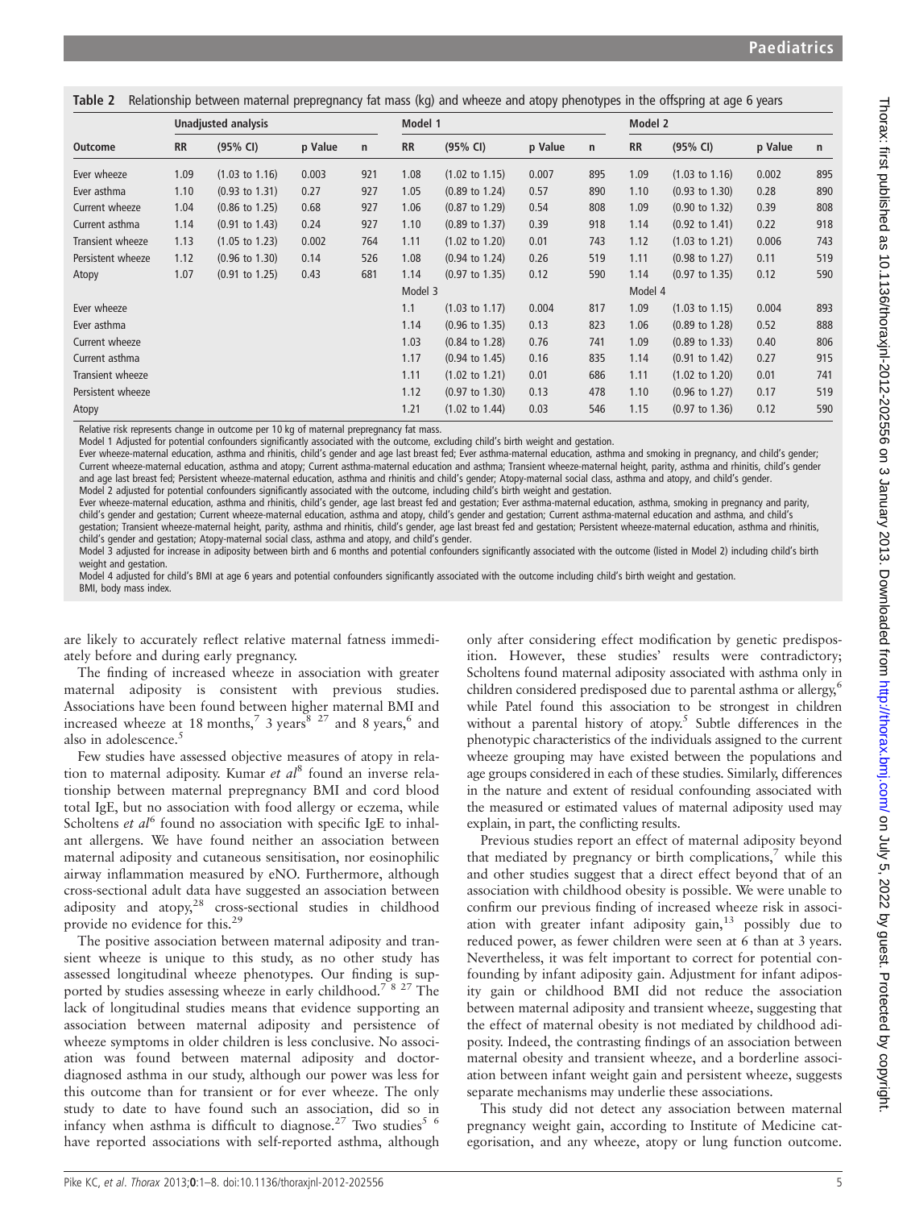**Table 2** Relationship between maternal prepregnancy fat mass (kg) and wheeze and atopy phenotypes in the offspring at age 6 years

| Outcome | Unadjusted analysis | | | | Model 1 | | | | Model 2 | | | |
|---|---|---|---|---|---|---|---|---|---|---|---|---|
| | RR | (95% CI) | p Value | n | RR | (95% CI) | p Value | n | RR | (95% CI) | p Value | n |
| Ever wheeze | 1.09 | (1.03 to 1.16) | 0.003 | 921 | 1.08 | (1.02 to 1.15) | 0.007 | 895 | 1.09 | (1.03 to 1.16) | 0.002 | 895 |
| Ever asthma | 1.10 | (0.93 to 1.31) | 0.27 | 927 | 1.05 | (0.89 to 1.24) | 0.57 | 890 | 1.10 | (0.93 to 1.30) | 0.28 | 890 |
| Current wheeze | 1.04 | (0.86 to 1.25) | 0.68 | 927 | 1.06 | (0.87 to 1.29) | 0.54 | 808 | 1.09 | (0.90 to 1.32) | 0.39 | 808 |
| Current asthma | 1.14 | (0.91 to 1.43) | 0.24 | 927 | 1.10 | (0.89 to 1.37) | 0.39 | 918 | 1.14 | (0.92 to 1.41) | 0.22 | 918 |
| Transient wheeze | 1.13 | (1.05 to 1.23) | 0.002 | 764 | 1.11 | (1.02 to 1.20) | 0.01 | 743 | 1.12 | (1.03 to 1.21) | 0.006 | 743 |
| Persistent wheeze | 1.12 | (0.96 to 1.30) | 0.14 | 526 | 1.08 | (0.94 to 1.24) | 0.26 | 519 | 1.11 | (0.98 to 1.27) | 0.11 | 519 |
| Atopy | 1.07 | (0.91 to 1.25) | 0.43 | 681 | 1.14 | (0.97 to 1.35) | 0.12 | 590 | 1.14 | (0.97 to 1.35) | 0.12 | 590 |
| | | | | | Model 3 | | | | Model 4 | | | |
| Ever wheeze | | | | | 1.1 | (1.03 to 1.17) | 0.004 | 817 | 1.09 | (1.03 to 1.15) | 0.004 | 893 |
| Ever asthma | | | | | 1.14 | (0.96 to 1.35) | 0.13 | 823 | 1.06 | (0.89 to 1.28) | 0.52 | 888 |
| Current wheeze | | | | | 1.03 | (0.84 to 1.28) | 0.76 | 741 | 1.09 | (0.89 to 1.33) | 0.40 | 806 |
| Current asthma | | | | | 1.17 | (0.94 to 1.45) | 0.16 | 835 | 1.14 | (0.91 to 1.42) | 0.27 | 915 |
| Transient wheeze | | | | | 1.11 | (1.02 to 1.21) | 0.01 | 686 | 1.11 | (1.02 to 1.20) | 0.01 | 741 |
| Persistent wheeze | | | | | 1.12 | (0.97 to 1.30) | 0.13 | 478 | 1.10 | (0.96 to 1.27) | 0.17 | 519 |
| Atopy | | | | | 1.21 | (1.02 to 1.44) | 0.03 | 546 | 1.15 | (0.97 to 1.36) | 0.12 | 590 |

Relative risk represents change in outcome per 10 kg of maternal prepregnancy fat mass.
Model 1 Adjusted for potential confounders significantly associated with the outcome, excluding child's birth weight and gestation.
Ever wheeze-maternal education, asthma and rhinitis, child's gender and age last breast fed; Ever asthma-maternal education, asthma and smoking in pregnancy, and child's gender; Current wheeze-maternal education, asthma and atopy; Current asthma-maternal education and asthma; Transient wheeze-maternal height, parity, asthma and rhinitis, child's gender and age last breast fed; Persistent wheeze-maternal education, asthma and rhinitis and child's gender; Atopy-maternal social class, asthma and atopy, and child's gender.
Model 2 adjusted for potential confounders significantly associated with the outcome, including child's birth weight and gestation.
Ever wheeze-maternal education, asthma and rhinitis, child's gender, age last breast fed and gestation; Ever asthma-maternal education, asthma, smoking in pregnancy and parity, child's gender and gestation; Current wheeze-maternal education, asthma and atopy, child's gender and gestation; Current asthma-maternal education and asthma, and child's gestation; Transient wheeze-maternal height, parity, asthma and rhinitis, child's gender, age last breast fed and gestation; Persistent wheeze-maternal education, asthma and rhinitis, child's gender and gestation; Atopy-maternal social class, asthma and atopy, and child's gender.
Model 3 adjusted for increase in adiposity between birth and 6 months and potential confounders significantly associated with the outcome (listed in Model 2) including child's birth weight and gestation.
Model 4 adjusted for child's BMI at age 6 years and potential confounders significantly associated with the outcome including child's birth weight and gestation.
BMI, body mass index.

are likely to accurately reflect relative maternal fatness immediately before and during early pregnancy.

The finding of increased wheeze in association with greater maternal adiposity is consistent with previous studies. Associations have been found between higher maternal BMI and increased wheeze at 18 months,[7] 3 years[8 27] and 8 years,[6] and also in adolescence.[5]

Few studies have assessed objective measures of atopy in relation to maternal adiposity. Kumar *et al*[8] found an inverse relationship between maternal prepregnancy BMI and cord blood total IgE, but no association with food allergy or eczema, while Scholtens *et al*[6] found no association with specific IgE to inhalant allergens. We have found neither an association between maternal adiposity and cutaneous sensitisation, nor eosinophilic airway inflammation measured by eNO. Furthermore, although cross-sectional adult data have suggested an association between adiposity and atopy,[28] cross-sectional studies in childhood provide no evidence for this.[29]

The positive association between maternal adiposity and transient wheeze is unique to this study, as no other study has assessed longitudinal wheeze phenotypes. Our finding is supported by studies assessing wheeze in early childhood.[7 8 27] The lack of longitudinal studies means that evidence supporting an association between maternal adiposity and persistence of wheeze symptoms in older children is less conclusive. No association was found between maternal adiposity and doctor-diagnosed asthma in our study, although our power was less for this outcome than for transient or for ever wheeze. The only study to date to have found such an association, did so in infancy when asthma is difficult to diagnose.[27] Two studies[5 6] have reported associations with self-reported asthma, although only after considering effect modification by genetic predisposition. However, these studies' results were contradictory; Scholtens found maternal adiposity associated with asthma only in children considered predisposed due to parental asthma or allergy,[6] while Patel found this association to be strongest in children without a parental history of atopy.[5] Subtle differences in the phenotypic characteristics of the individuals assigned to the current wheeze grouping may have existed between the populations and age groups considered in each of these studies. Similarly, differences in the nature and extent of residual confounding associated with the measured or estimated values of maternal adiposity used may explain, in part, the conflicting results.

Previous studies report an effect of maternal adiposity beyond that mediated by pregnancy or birth complications,[7] while this and other studies suggest that a direct effect beyond that of an association with childhood obesity is possible. We were unable to confirm our previous finding of increased wheeze risk in association with greater infant adiposity gain,[13] possibly due to reduced power, as fewer children were seen at 6 than at 3 years. Nevertheless, it was felt important to correct for potential confounding by infant adiposity gain. Adjustment for infant adiposity gain or childhood BMI did not reduce the association between maternal adiposity and transient wheeze, suggesting that the effect of maternal obesity is not mediated by childhood adiposity. Indeed, the contrasting findings of an association between maternal obesity and transient wheeze, and a borderline association between infant weight gain and persistent wheeze, suggests separate mechanisms may underlie these associations.

This study did not detect any association between maternal pregnancy weight gain, according to Institute of Medicine categorisation, and any wheeze, atopy or lung function outcome.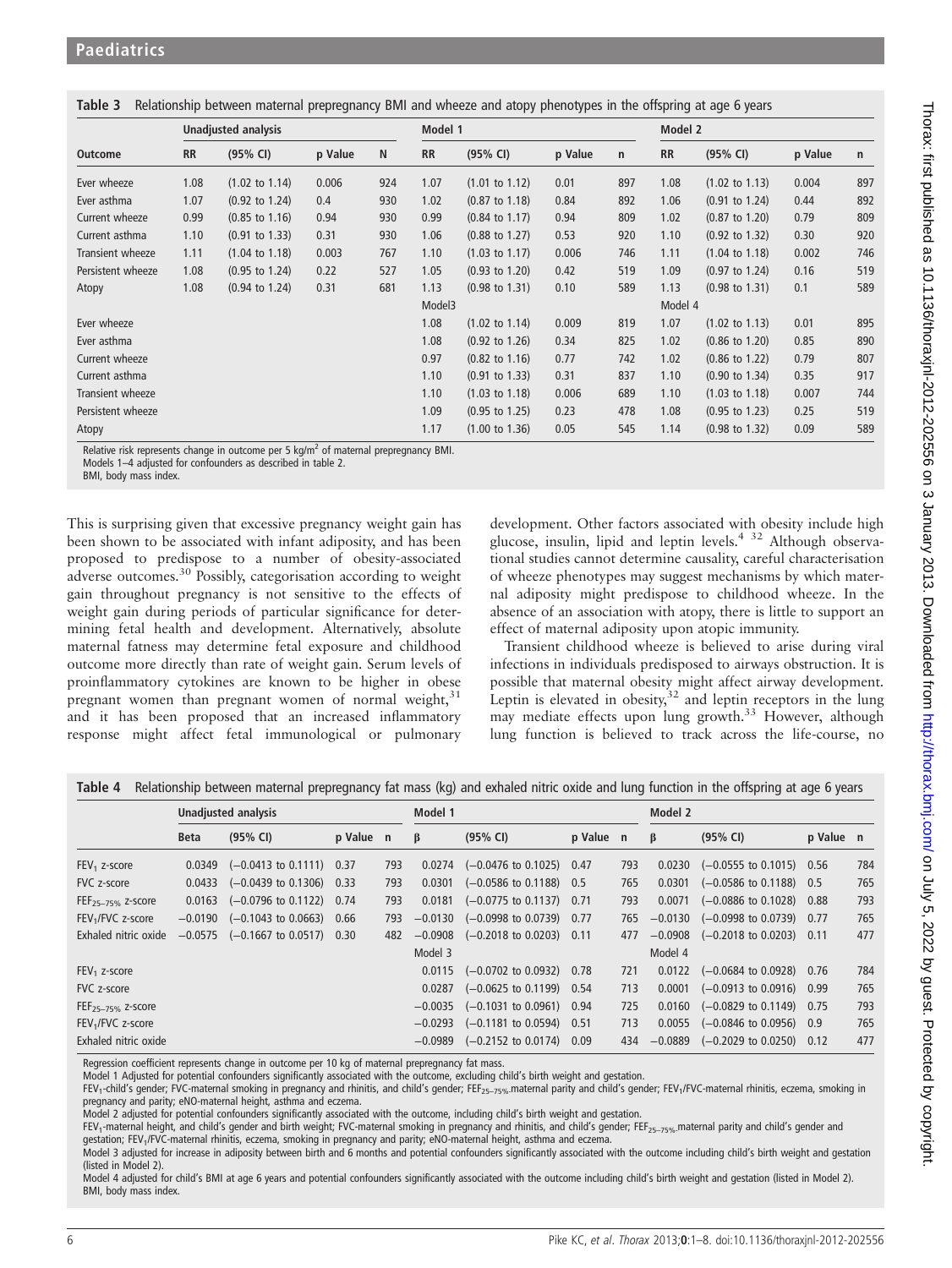**Table 3** Relationship between maternal prepregnancy BMI and wheeze and atopy phenotypes in the offspring at age 6 years

| Outcome | Unadjusted analysis | | | | Model 1 | | | | Model 2 | | | |
|---|---|---|---|---|---|---|---|---|---|---|---|---|
| | RR | (95% CI) | p Value | N | RR | (95% CI) | p Value | n | RR | (95% CI) | p Value | n |
| Ever wheeze | 1.08 | (1.02 to 1.14) | 0.006 | 924 | 1.07 | (1.01 to 1.12) | 0.01 | 897 | 1.08 | (1.02 to 1.13) | 0.004 | 897 |
| Ever asthma | 1.07 | (0.92 to 1.24) | 0.4 | 930 | 1.02 | (0.87 to 1.18) | 0.84 | 892 | 1.06 | (0.91 to 1.24) | 0.44 | 892 |
| Current wheeze | 0.99 | (0.85 to 1.16) | 0.94 | 930 | 0.99 | (0.84 to 1.17) | 0.94 | 809 | 1.02 | (0.87 to 1.20) | 0.79 | 809 |
| Current asthma | 1.10 | (0.91 to 1.33) | 0.31 | 930 | 1.06 | (0.88 to 1.27) | 0.53 | 920 | 1.10 | (0.92 to 1.32) | 0.30 | 920 |
| Transient wheeze | 1.11 | (1.04 to 1.18) | 0.003 | 767 | 1.10 | (1.03 to 1.17) | 0.006 | 746 | 1.11 | (1.04 to 1.18) | 0.002 | 746 |
| Persistent wheeze | 1.08 | (0.95 to 1.24) | 0.22 | 527 | 1.05 | (0.93 to 1.20) | 0.42 | 519 | 1.09 | (0.97 to 1.24) | 0.16 | 519 |
| Atopy | 1.08 | (0.94 to 1.24) | 0.31 | 681 | 1.13 | (0.98 to 1.31) | 0.10 | 589 | 1.13 | (0.98 to 1.31) | 0.1 | 589 |
| | | | | | Model3 | | | | Model 4 | | | |
| Ever wheeze | | | | | 1.08 | (1.02 to 1.14) | 0.009 | 819 | 1.07 | (1.02 to 1.13) | 0.01 | 895 |
| Ever asthma | | | | | 1.08 | (0.92 to 1.26) | 0.34 | 825 | 1.02 | (0.86 to 1.20) | 0.85 | 890 |
| Current wheeze | | | | | 0.97 | (0.82 to 1.16) | 0.77 | 742 | 1.02 | (0.86 to 1.22) | 0.79 | 807 |
| Current asthma | | | | | 1.10 | (0.91 to 1.33) | 0.31 | 837 | 1.10 | (0.90 to 1.34) | 0.35 | 917 |
| Transient wheeze | | | | | 1.10 | (1.03 to 1.18) | 0.006 | 689 | 1.10 | (1.03 to 1.18) | 0.007 | 744 |
| Persistent wheeze | | | | | 1.09 | (0.95 to 1.25) | 0.23 | 478 | 1.08 | (0.95 to 1.23) | 0.25 | 519 |
| Atopy | | | | | 1.17 | (1.00 to 1.36) | 0.05 | 545 | 1.14 | (0.98 to 1.32) | 0.09 | 589 |

Relative risk represents change in outcome per 5 kg/m$^2$ of maternal prepregnancy BMI.
Models 1–4 adjusted for confounders as described in table 2.
BMI, body mass index.

This is surprising given that excessive pregnancy weight gain has been shown to be associated with infant adiposity, and has been proposed to predispose to a number of obesity-associated adverse outcomes.[30] Possibly, categorisation according to weight gain throughout pregnancy is not sensitive to the effects of weight gain during periods of particular significance for determining fetal health and development. Alternatively, absolute maternal fatness may determine fetal exposure and childhood outcome more directly than rate of weight gain. Serum levels of proinflammatory cytokines are known to be higher in obese pregnant women than pregnant women of normal weight,[31] and it has been proposed that an increased inflammatory response might affect fetal immunological or pulmonary development. Other factors associated with obesity include high glucose, insulin, lipid and leptin levels.[4 32] Although observational studies cannot determine causality, careful characterisation of wheeze phenotypes may suggest mechanisms by which maternal adiposity might predispose to childhood wheeze. In the absence of an association with atopy, there is little to support an effect of maternal adiposity upon atopic immunity.

Transient childhood wheeze is believed to arise during viral infections in individuals predisposed to airways obstruction. It is possible that maternal obesity might affect airway development. Leptin is elevated in obesity,[32] and leptin receptors in the lung may mediate effects upon lung growth.[33] However, although lung function is believed to track across the life-course, no

**Table 4** Relationship between maternal prepregnancy fat mass (kg) and exhaled nitric oxide and lung function in the offspring at age 6 years

| | Unadjusted analysis | | | | Model 1 | | | | Model 2 | | | |
|---|---|---|---|---|---|---|---|---|---|---|---|---|
| | Beta | (95% CI) | p Value | n | β | (95% CI) | p Value | n | β | (95% CI) | p Value | n |
| $FEV_1$ z-score | 0.0349 | (−0.0413 to 0.1111) | 0.37 | 793 | 0.0274 | (−0.0476 to 0.1025) | 0.47 | 793 | 0.0230 | (−0.0555 to 0.1015) | 0.56 | 784 |
| FVC z-score | 0.0433 | (−0.0439 to 0.1306) | 0.33 | 793 | 0.0301 | (−0.0586 to 0.1188) | 0.5 | 765 | 0.0301 | (−0.0586 to 0.1188) | 0.5 | 765 |
| $FEF_{25–75\%}$ z-score | 0.0163 | (−0.0796 to 0.1122) | 0.74 | 793 | 0.0181 | (−0.0775 to 0.1137) | 0.71 | 793 | 0.0071 | (−0.0886 to 0.1028) | 0.88 | 793 |
| $FEV_1$/FVC z-score | −0.0190 | (−0.1043 to 0.0663) | 0.66 | 793 | −0.0130 | (−0.0998 to 0.0739) | 0.77 | 765 | −0.0130 | (−0.0998 to 0.0739) | 0.77 | 765 |
| Exhaled nitric oxide | −0.0575 | (−0.1667 to 0.0517) | 0.30 | 482 | −0.0908 | (−0.2018 to 0.0203) | 0.11 | 477 | −0.0908 | (−0.2018 to 0.0203) | 0.11 | 477 |
| | | | | | Model 3 | | | | Model 4 | | | |
| $FEV_1$ z-score | | | | | 0.0115 | (−0.0702 to 0.0932) | 0.78 | 721 | 0.0122 | (−0.0684 to 0.0928) | 0.76 | 784 |
| FVC z-score | | | | | 0.0287 | (−0.0625 to 0.1199) | 0.54 | 713 | 0.0001 | (−0.0913 to 0.0916) | 0.99 | 765 |
| $FEF_{25–75\%}$ z-score | | | | | −0.0035 | (−0.1031 to 0.0961) | 0.94 | 725 | 0.0160 | (−0.0829 to 0.1149) | 0.75 | 793 |
| $FEV_1$/FVC z-score | | | | | −0.0293 | (−0.1181 to 0.0594) | 0.51 | 713 | 0.0055 | (−0.0846 to 0.0956) | 0.9 | 765 |
| Exhaled nitric oxide | | | | | −0.0989 | (−0.2152 to 0.0174) | 0.09 | 434 | −0.0889 | (−0.2029 to 0.0250) | 0.12 | 477 |

Regression coefficient represents change in outcome per 10 kg of maternal prepregnancy fat mass.
Model 1 Adjusted for potential confounders significantly associated with the outcome, excluding child's birth weight and gestation.
$FEV_1$-child's gender; FVC-maternal smoking in pregnancy and rhinitis, and child's gender; $FEF_{25–75\%}$-maternal parity and child's gender; $FEV_1$/FVC-maternal rhinitis, eczema, smoking in pregnancy and parity; eNO-maternal height, asthma and eczema.
Model 2 adjusted for potential confounders significantly associated with the outcome, including child's birth weight and gestation.
$FEV_1$-maternal height, and child's gender and birth weight; FVC-maternal smoking in pregnancy and rhinitis, and child's gender; $FEF_{25–75\%}$-maternal parity and child's gender and gestation; $FEV_1$/FVC-maternal rhinitis, eczema, smoking in pregnancy and parity; eNO-maternal height, asthma and eczema.
Model 3 adjusted for increase in adiposity between birth and 6 months and potential confounders significantly associated with the outcome including child's birth weight and gestation (listed in Model 2).
Model 4 adjusted for child's BMI at age 6 years and potential confounders significantly associated with the outcome including child's birth weight and gestation (listed in Model 2).
BMI, body mass index.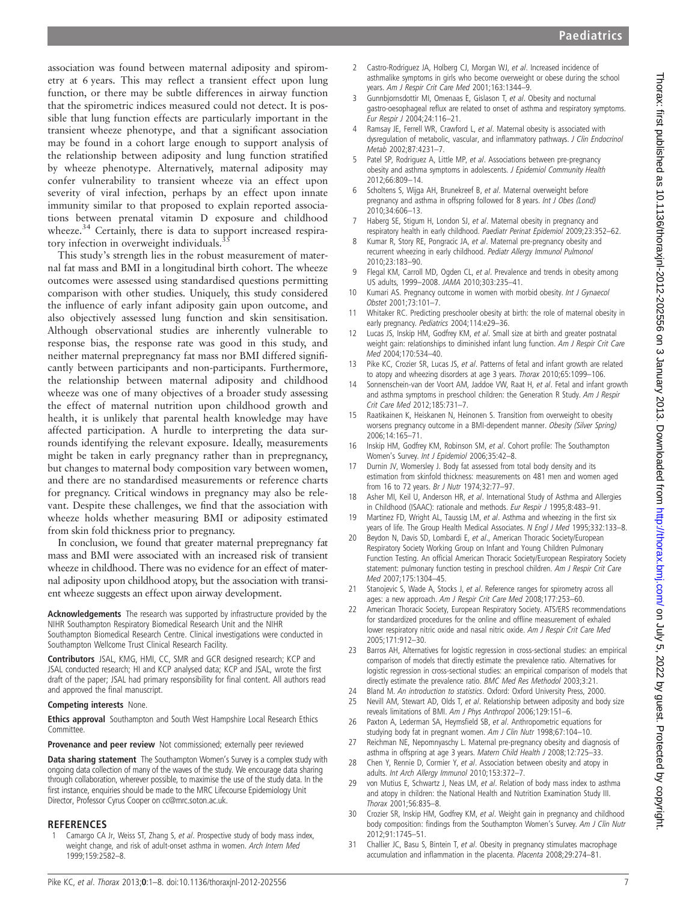association was found between maternal adiposity and spirometry at 6 years. This may reflect a transient effect upon lung function, or there may be subtle differences in airway function that the spirometric indices measured could not detect. It is possible that lung function effects are particularly important in the transient wheeze phenotype, and that a significant association may be found in a cohort large enough to support analysis of the relationship between adiposity and lung function stratified by wheeze phenotype. Alternatively, maternal adiposity may confer vulnerability to transient wheeze via an effect upon severity of viral infection, perhaps by an effect upon innate immunity similar to that proposed to explain reported associations between prenatal vitamin D exposure and childhood wheeze.[34] Certainly, there is data to support increased respiratory infection in overweight individuals.[35]

This study's strength lies in the robust measurement of maternal fat mass and BMI in a longitudinal birth cohort. The wheeze outcomes were assessed using standardised questions permitting comparison with other studies. Uniquely, this study considered the influence of early infant adiposity gain upon outcome, and also objectively assessed lung function and skin sensitisation. Although observational studies are inherently vulnerable to response bias, the response rate was good in this study, and neither maternal prepregnancy fat mass nor BMI differed significantly between participants and non-participants. Furthermore, the relationship between maternal adiposity and childhood wheeze was one of many objectives of a broader study assessing the effect of maternal nutrition upon childhood growth and health, it is unlikely that parental health knowledge may have affected participation. A hurdle to interpreting the data surrounds identifying the relevant exposure. Ideally, measurements might be taken in early pregnancy rather than in prepregnancy, but changes to maternal body composition vary between women, and there are no standardised measurements or reference charts for pregnancy. Critical windows in pregnancy may also be relevant. Despite these challenges, we find that the association with wheeze holds whether measuring BMI or adiposity estimated from skin fold thickness prior to pregnancy.

In conclusion, we found that greater maternal prepregnancy fat mass and BMI were associated with an increased risk of transient wheeze in childhood. There was no evidence for an effect of maternal adiposity upon childhood atopy, but the association with transient wheeze suggests an effect upon airway development.

**Acknowledgements** The research was supported by infrastructure provided by the NIHR Southampton Respiratory Biomedical Research Unit and the NIHR Southampton Biomedical Research Centre. Clinical investigations were conducted in Southampton Wellcome Trust Clinical Research Facility.

**Contributors** JSAL, KMG, HMI, CC, SMR and GCR designed research; KCP and JSAL conducted research; HI and KCP analysed data; KCP and JSAL, wrote the first draft of the paper; JSAL had primary responsibility for final content. All authors read and approved the final manuscript.

**Competing interests** None.

**Ethics approval** Southampton and South West Hampshire Local Research Ethics Committee.

**Provenance and peer review** Not commissioned; externally peer reviewed

**Data sharing statement** The Southampton Women's Survey is a complex study with ongoing data collection of many of the waves of the study. We encourage data sharing through collaboration, wherever possible, to maximise the use of the study data. In the first instance, enquiries should be made to the MRC Lifecourse Epidemiology Unit Director, Professor Cyrus Cooper on cc@mrc.soton.ac.uk.

## REFERENCES

1. Camargo CA Jr, Weiss ST, Zhang S, *et al*. Prospective study of body mass index, weight change, and risk of adult-onset asthma in women. *Arch Intern Med* 1999;159:2582–8.
2. Castro-Rodriguez JA, Holberg CJ, Morgan WJ, *et al*. Increased incidence of asthmalike symptoms in girls who become overweight or obese during the school years. *Am J Respir Crit Care Med* 2001;163:1344–9.
3. Gunnbjornsdottir MI, Omenaas E, Gislason T, *et al*. Obesity and nocturnal gastro-oesophageal reflux are related to onset of asthma and respiratory symptoms. *Eur Respir J* 2004;24:116–21.
4. Ramsay JE, Ferrell WR, Crawford L, *et al*. Maternal obesity is associated with dysregulation of metabolic, vascular, and inflammatory pathways. *J Clin Endocrinol Metab* 2002;87:4231–7.
5. Patel SP, Rodriguez A, Little MP, *et al*. Associations between pre-pregnancy obesity and asthma symptoms in adolescents. *J Epidemiol Community Health* 2012;66:809–14.
6. Scholtens S, Wijga AH, Brunekreef B, *et al*. Maternal overweight before pregnancy and asthma in offspring followed for 8 years. *Int J Obes (Lond)* 2010;34:606–13.
7. Haberg SE, Stigum H, London SJ, *et al*. Maternal obesity in pregnancy and respiratory health in early childhood. *Paediatr Perinat Epidemiol* 2009;23:352–62.
8. Kumar R, Story RE, Pongracic JA, *et al*. Maternal pre-pregnancy obesity and recurrent wheezing in early childhood. *Pediatr Allergy Immunol Pulmonol* 2010;23:183–90.
9. Flegal KM, Carroll MD, Ogden CL, *et al*. Prevalence and trends in obesity among US adults, 1999–2008. *JAMA* 2010;303:235–41.
10. Kumari AS. Pregnancy outcome in women with morbid obesity. *Int J Gynaecol Obstet* 2001;73:101–7.
11. Whitaker RC. Predicting preschooler obesity at birth: the role of maternal obesity in early pregnancy. *Pediatrics* 2004;114:e29–36.
12. Lucas JS, Inskip HM, Godfrey KM, *et al*. Small size at birth and greater postnatal weight gain: relationships to diminished infant lung function. *Am J Respir Crit Care Med* 2004;170:534–40.
13. Pike KC, Crozier SR, Lucas JS, *et al*. Patterns of fetal and infant growth are related to atopy and wheezing disorders at age 3 years. *Thorax* 2010;65:1099–106.
14. Sonnenschein-van der Voort AM, Jaddoe VW, Raat H, *et al*. Fetal and infant growth and asthma symptoms in preschool children: the Generation R Study. *Am J Respir Crit Care Med* 2012;185:731–7.
15. Raatikainen K, Heiskanen N, Heinonen S. Transition from overweight to obesity worsens pregnancy outcome in a BMI-dependent manner. *Obesity (Silver Spring)* 2006;14:165–71.
16. Inskip HM, Godfrey KM, Robinson SM, *et al*. Cohort profile: The Southampton Women's Survey. *Int J Epidemiol* 2006;35:42–8.
17. Durnin JV, Womersley J. Body fat assessed from total body density and its estimation from skinfold thickness: measurements on 481 men and women aged from 16 to 72 years. *Br J Nutr* 1974;32:77–97.
18. Asher MI, Keil U, Anderson HR, *et al*. International Study of Asthma and Allergies in Childhood (ISAAC): rationale and methods. *Eur Respir J* 1995;8:483–91.
19. Martinez FD, Wright AL, Taussig LM, *et al*. Asthma and wheezing in the first six years of life. The Group Health Medical Associates. *N Engl J Med* 1995;332:133–8.
20. Beydon N, Davis SD, Lombardi E, *et al*., American Thoracic Society/European Respiratory Society Working Group on Infant and Young Children Pulmonary Function Testing. An official American Thoracic Society/European Respiratory Society statement: pulmonary function testing in preschool children. *Am J Respir Crit Care Med* 2007;175:1304–45.
21. Stanojevic S, Wade A, Stocks J, *et al*. Reference ranges for spirometry across all ages: a new approach. *Am J Respir Crit Care Med* 2008;177:253–60.
22. American Thoracic Society, European Respiratory Society. ATS/ERS recommendations for standardized procedures for the online and offline measurement of exhaled lower respiratory nitric oxide and nasal nitric oxide. *Am J Respir Crit Care Med* 2005;171:912–30.
23. Barros AH, Alternatives for logistic regression in cross-sectional studies: an empirical comparison of models that directly estimate the prevalence ratio. Alternatives for logistic regression in cross-sectional studies: an empirical comparison of models that directly estimate the prevalence ratio. *BMC Med Res Methodol* 2003;3:21.
24. Bland M. *An introduction to statistics*. Oxford: Oxford University Press, 2000.
25. Nevill AM, Stewart AD, Olds T, *et al*. Relationship between adiposity and body size reveals limitations of BMI. *Am J Phys Anthropol* 2006;129:151–6.
26. Paxton A, Lederman SA, Heymsfield SB, *et al*. Anthropometric equations for studying body fat in pregnant women. *Am J Clin Nutr* 1998;67:104–10.
27. Reichman NE, Nepomnyaschy L. Maternal pre-pregnancy obesity and diagnosis of asthma in offspring at age 3 years. *Matern Child Health J* 2008;12:725–33.
28. Chen Y, Rennie D, Cormier Y, *et al*. Association between obesity and atopy in adults. *Int Arch Allergy Immunol* 2010;153:372–7.
29. von Mutius E, Schwartz J, Neas LM, *et al*. Relation of body mass index to asthma and atopy in children: the National Health and Nutrition Examination Study III. *Thorax* 2001;56:835–8.
30. Crozier SR, Inskip HM, Godfrey KM, *et al*. Weight gain in pregnancy and childhood body composition: findings from the Southampton Women's Survey. *Am J Clin Nutr* 2012;91:1745–51.
31. Challier JC, Basu S, Bintein T, *et al*. Obesity in pregnancy stimulates macrophage accumulation and inflammation in the placenta. *Placenta* 2008;29:274–81.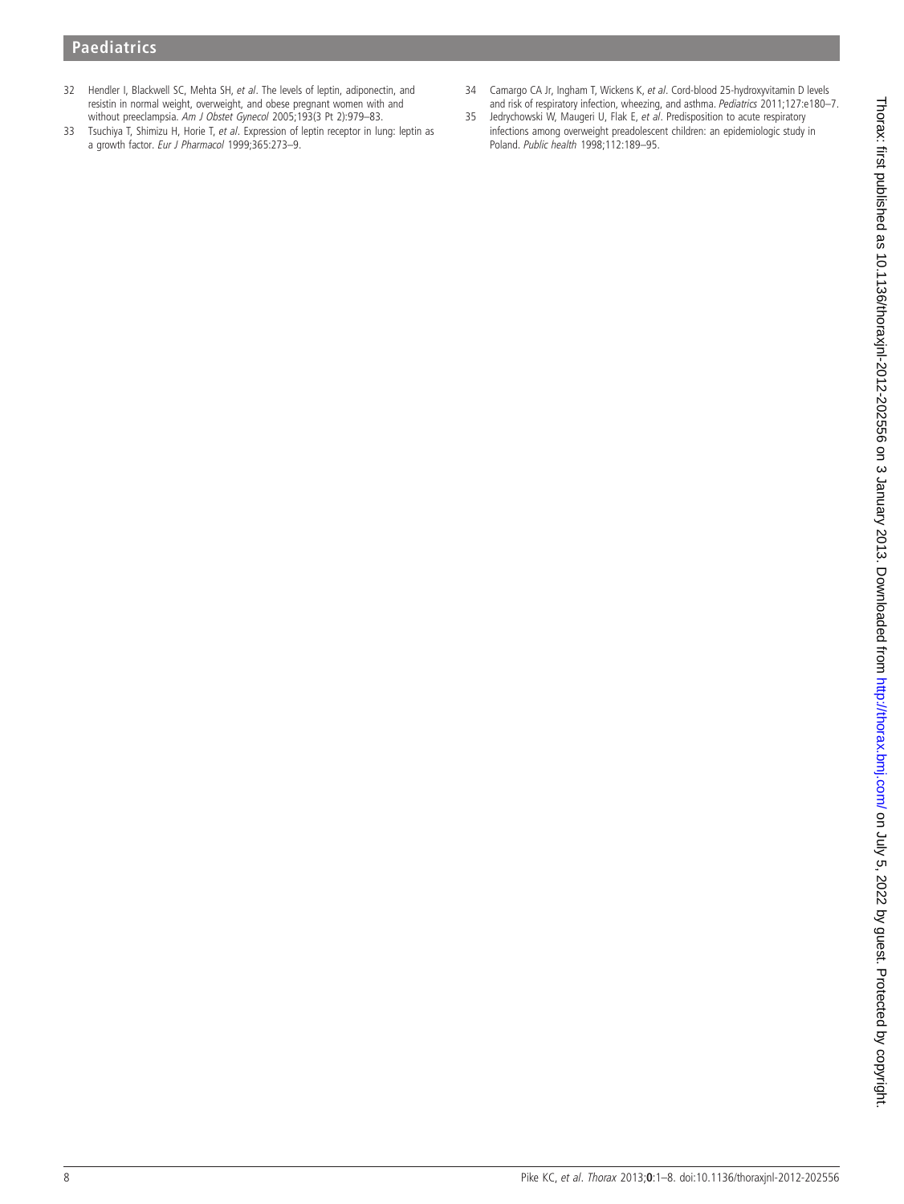32 Hendler I, Blackwell SC, Mehta SH, *et al*. The levels of leptin, adiponectin, and resistin in normal weight, overweight, and obese pregnant women with and without preeclampsia. *Am J Obstet Gynecol* 2005;193(3 Pt 2):979–83.

33 Tsuchiya T, Shimizu H, Horie T, *et al*. Expression of leptin receptor in lung: leptin as a growth factor. *Eur J Pharmacol* 1999;365:273–9.

34 Camargo CA Jr, Ingham T, Wickens K, *et al*. Cord-blood 25-hydroxyvitamin D levels and risk of respiratory infection, wheezing, and asthma. *Pediatrics* 2011;127:e180–7.

35 Jedrychowski W, Maugeri U, Flak E, *et al*. Predisposition to acute respiratory infections among overweight preadolescent children: an epidemiologic study in Poland. *Public health* 1998;112:189–95.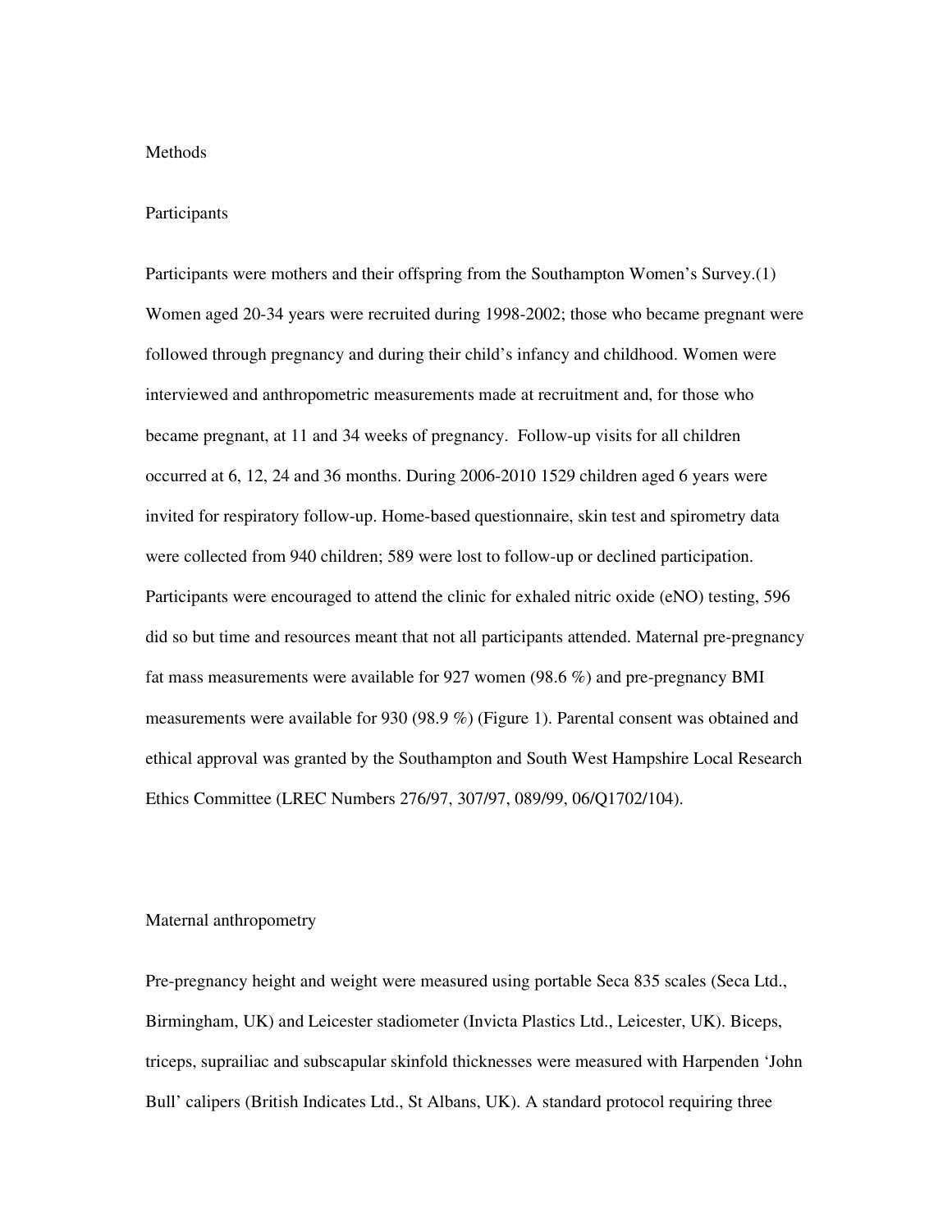## Methods

### Participants

Participants were mothers and their offspring from the Southampton Women's Survey.(1) Women aged 20-34 years were recruited during 1998-2002; those who became pregnant were followed through pregnancy and during their child's infancy and childhood. Women were interviewed and anthropometric measurements made at recruitment and, for those who became pregnant, at 11 and 34 weeks of pregnancy. Follow-up visits for all children occurred at 6, 12, 24 and 36 months. During 2006-2010 1529 children aged 6 years were invited for respiratory follow-up. Home-based questionnaire, skin test and spirometry data were collected from 940 children; 589 were lost to follow-up or declined participation. Participants were encouraged to attend the clinic for exhaled nitric oxide (eNO) testing, 596 did so but time and resources meant that not all participants attended. Maternal pre-pregnancy fat mass measurements were available for 927 women (98.6 %) and pre-pregnancy BMI measurements were available for 930 (98.9 %) (Figure 1). Parental consent was obtained and ethical approval was granted by the Southampton and South West Hampshire Local Research Ethics Committee (LREC Numbers 276/97, 307/97, 089/99, 06/Q1702/104).

### Maternal anthropometry

Pre-pregnancy height and weight were measured using portable Seca 835 scales (Seca Ltd., Birmingham, UK) and Leicester stadiometer (Invicta Plastics Ltd., Leicester, UK). Biceps, triceps, suprailiac and subscapular skinfold thicknesses were measured with Harpenden 'John Bull' calipers (British Indicates Ltd., St Albans, UK). A standard protocol requiring three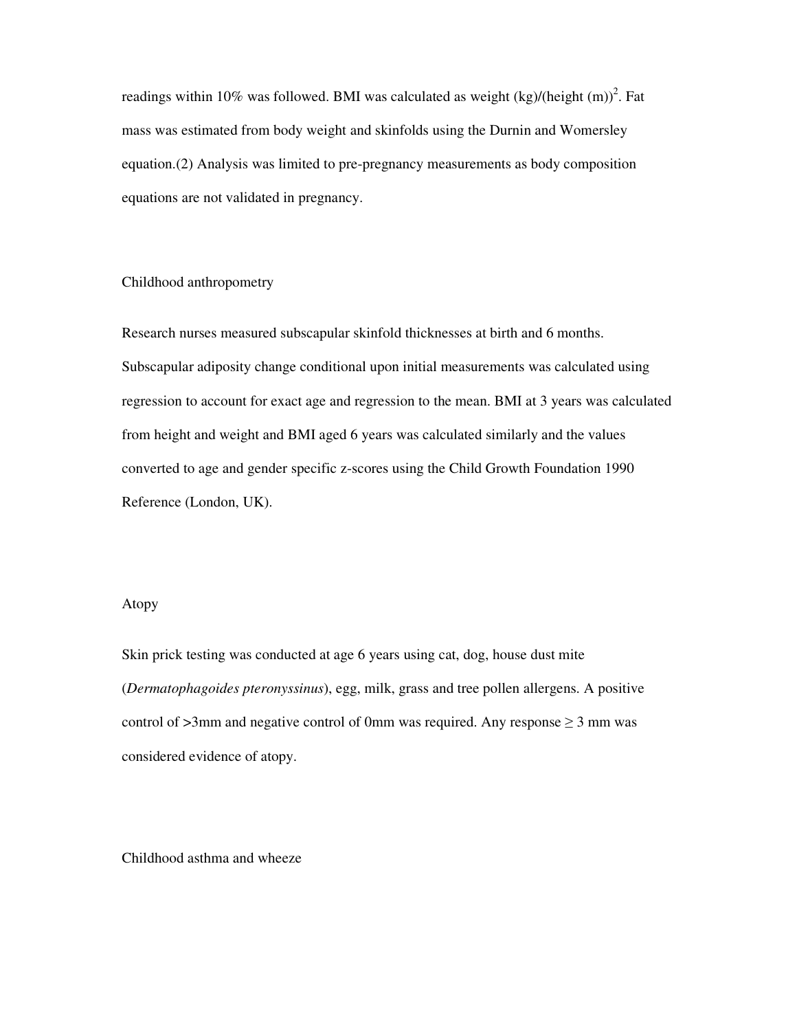readings within 10% was followed. BMI was calculated as weight (kg)/(height (m))$^2$. Fat mass was estimated from body weight and skinfolds using the Durnin and Womersley equation.(2) Analysis was limited to pre-pregnancy measurements as body composition equations are not validated in pregnancy.

### Childhood anthropometry

Research nurses measured subscapular skinfold thicknesses at birth and 6 months. Subscapular adiposity change conditional upon initial measurements was calculated using regression to account for exact age and regression to the mean. BMI at 3 years was calculated from height and weight and BMI aged 6 years was calculated similarly and the values converted to age and gender specific z-scores using the Child Growth Foundation 1990 Reference (London, UK).

### Atopy

Skin prick testing was conducted at age 6 years using cat, dog, house dust mite (*Dermatophagoides pteronyssinus*), egg, milk, grass and tree pollen allergens. A positive control of >3mm and negative control of 0mm was required. Any response ≥ 3 mm was considered evidence of atopy.

### Childhood asthma and wheeze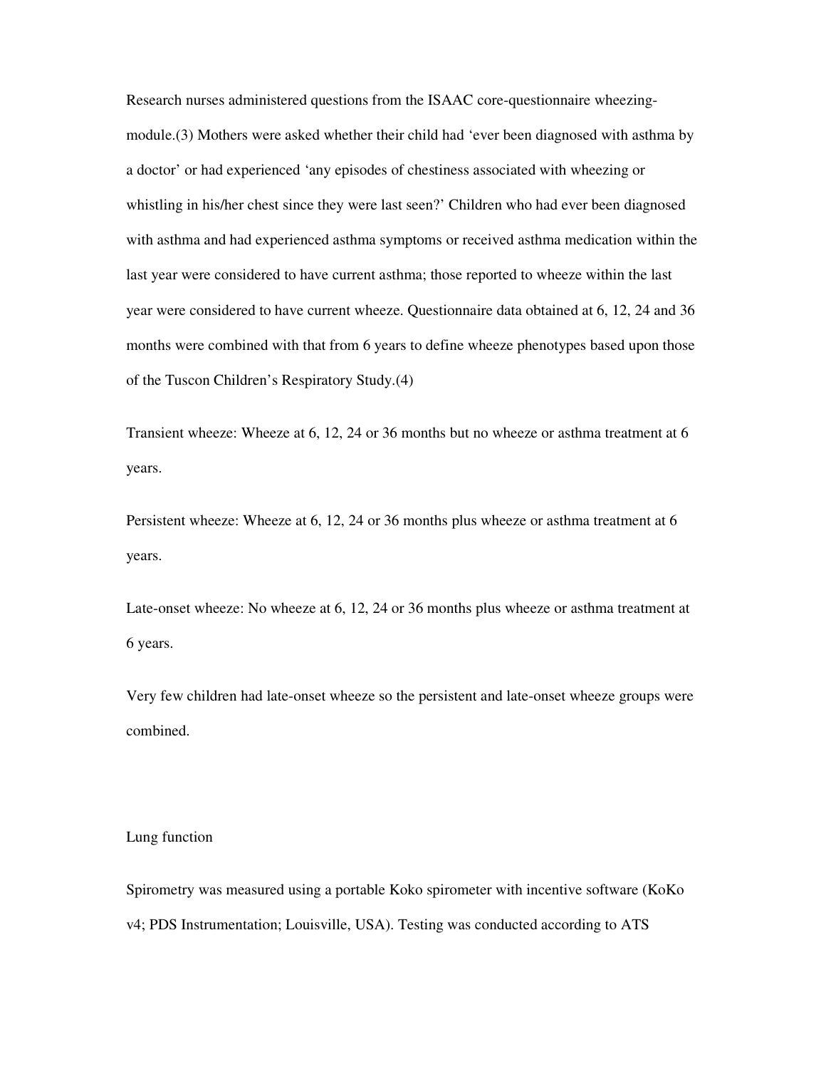Research nurses administered questions from the ISAAC core-questionnaire wheezing-module.(3) Mothers were asked whether their child had 'ever been diagnosed with asthma by a doctor' or had experienced 'any episodes of chestiness associated with wheezing or whistling in his/her chest since they were last seen?' Children who had ever been diagnosed with asthma and had experienced asthma symptoms or received asthma medication within the last year were considered to have current asthma; those reported to wheeze within the last year were considered to have current wheeze. Questionnaire data obtained at 6, 12, 24 and 36 months were combined with that from 6 years to define wheeze phenotypes based upon those of the Tuscon Children's Respiratory Study.(4)

Transient wheeze: Wheeze at 6, 12, 24 or 36 months but no wheeze or asthma treatment at 6 years.

Persistent wheeze: Wheeze at 6, 12, 24 or 36 months plus wheeze or asthma treatment at 6 years.

Late-onset wheeze: No wheeze at 6, 12, 24 or 36 months plus wheeze or asthma treatment at 6 years.

Very few children had late-onset wheeze so the persistent and late-onset wheeze groups were combined.

Lung function

Spirometry was measured using a portable Koko spirometer with incentive software (KoKo v4; PDS Instrumentation; Louisville, USA). Testing was conducted according to ATS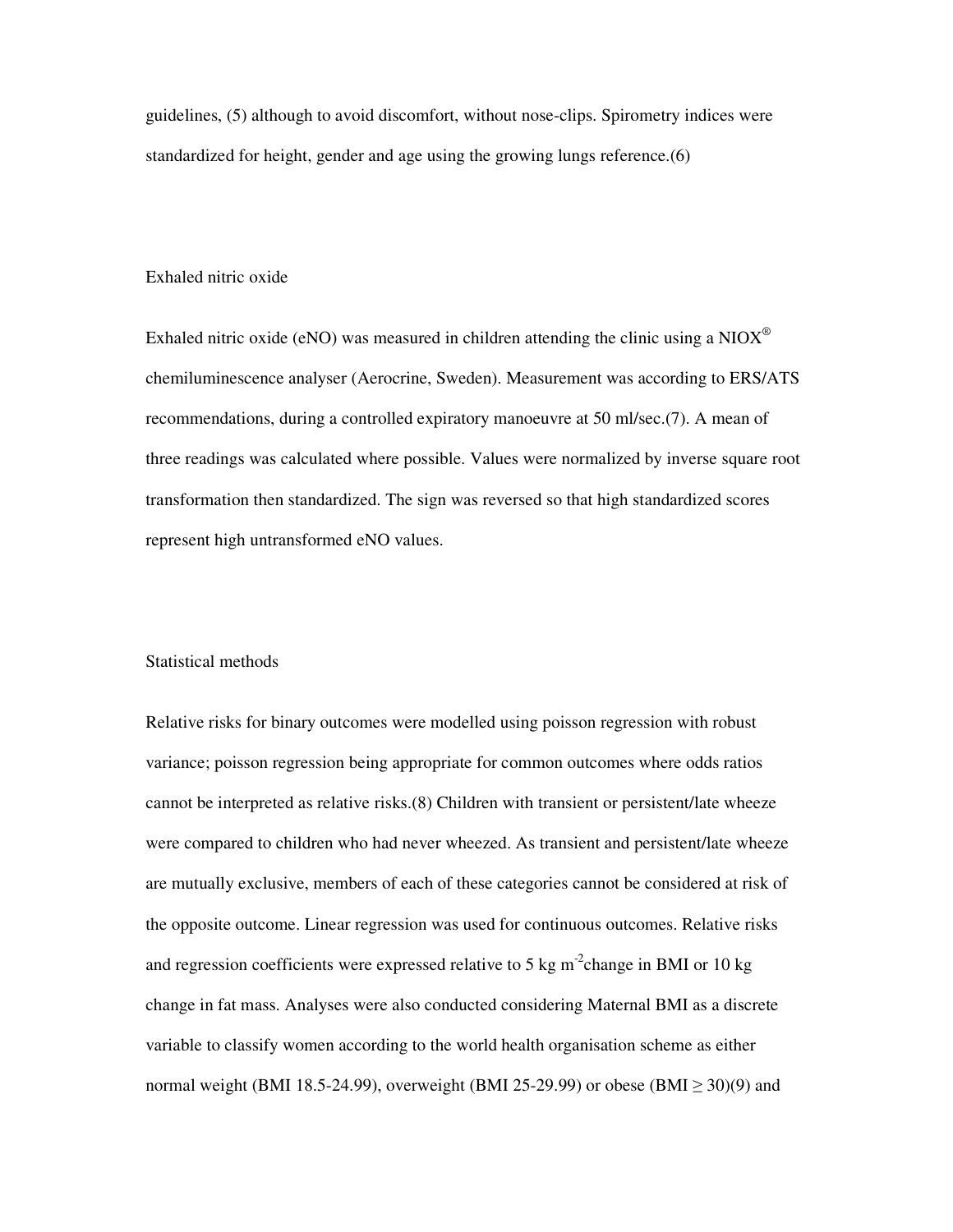guidelines, (5) although to avoid discomfort, without nose-clips. Spirometry indices were standardized for height, gender and age using the growing lungs reference.(6)

## Exhaled nitric oxide

Exhaled nitric oxide (eNO) was measured in children attending the clinic using a NIOX® chemiluminescence analyser (Aerocrine, Sweden). Measurement was according to ERS/ATS recommendations, during a controlled expiratory manoeuvre at 50 ml/sec.(7). A mean of three readings was calculated where possible. Values were normalized by inverse square root transformation then standardized. The sign was reversed so that high standardized scores represent high untransformed eNO values.

## Statistical methods

Relative risks for binary outcomes were modelled using poisson regression with robust variance; poisson regression being appropriate for common outcomes where odds ratios cannot be interpreted as relative risks.(8) Children with transient or persistent/late wheeze were compared to children who had never wheezed. As transient and persistent/late wheeze are mutually exclusive, members of each of these categories cannot be considered at risk of the opposite outcome. Linear regression was used for continuous outcomes. Relative risks and regression coefficients were expressed relative to 5 kg $m^{-2}$ change in BMI or 10 kg change in fat mass. Analyses were also conducted considering Maternal BMI as a discrete variable to classify women according to the world health organisation scheme as either normal weight (BMI 18.5-24.99), overweight (BMI 25-29.99) or obese (BMI $\geq$ 30)(9) and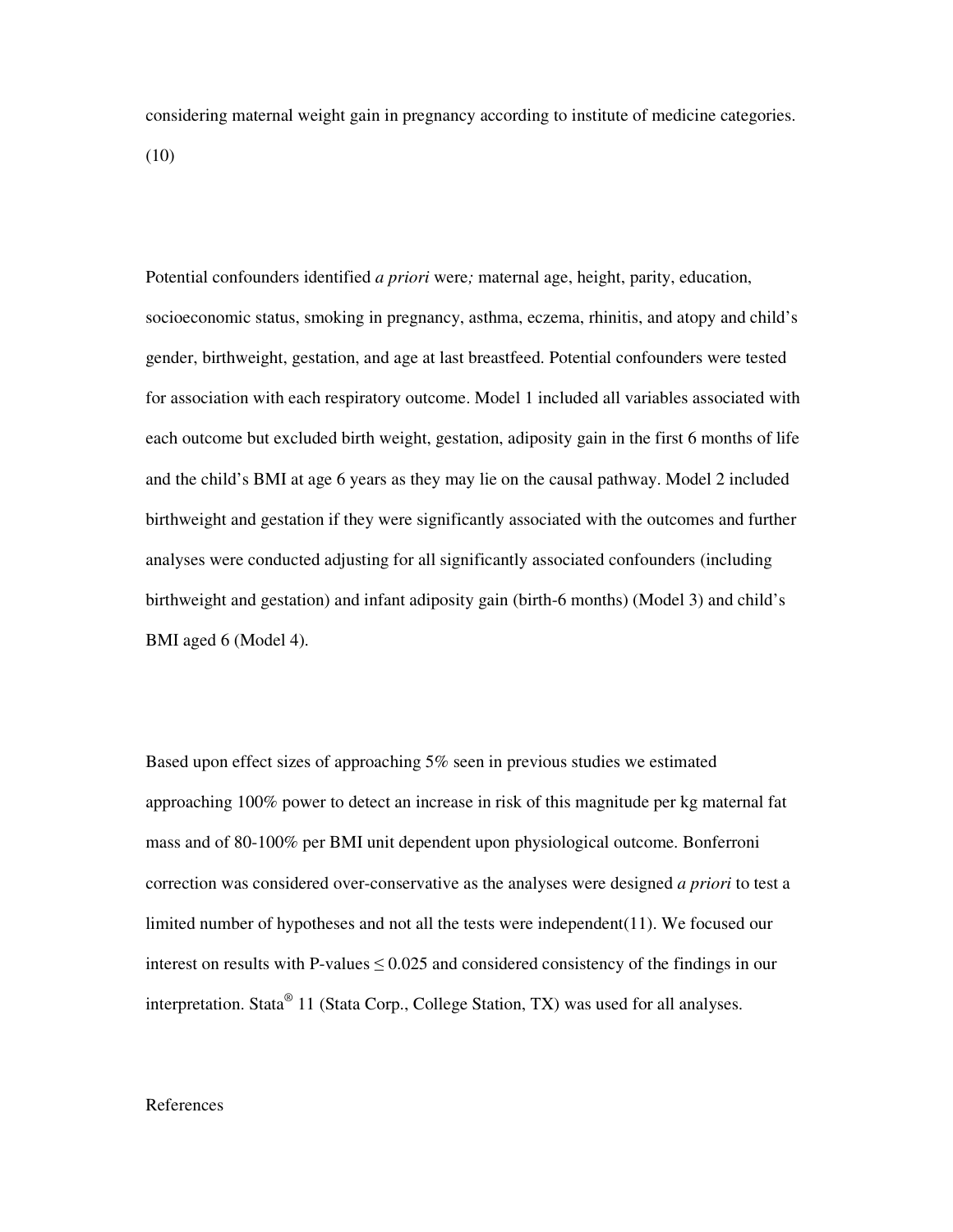considering maternal weight gain in pregnancy according to institute of medicine categories. (10)

Potential confounders identified *a priori* were*;* maternal age, height, parity, education, socioeconomic status, smoking in pregnancy, asthma, eczema, rhinitis, and atopy and child's gender, birthweight, gestation, and age at last breastfeed. Potential confounders were tested for association with each respiratory outcome. Model 1 included all variables associated with each outcome but excluded birth weight, gestation, adiposity gain in the first 6 months of life and the child's BMI at age 6 years as they may lie on the causal pathway. Model 2 included birthweight and gestation if they were significantly associated with the outcomes and further analyses were conducted adjusting for all significantly associated confounders (including birthweight and gestation) and infant adiposity gain (birth-6 months) (Model 3) and child's BMI aged 6 (Model 4).

Based upon effect sizes of approaching 5% seen in previous studies we estimated approaching 100% power to detect an increase in risk of this magnitude per kg maternal fat mass and of 80-100% per BMI unit dependent upon physiological outcome. Bonferroni correction was considered over-conservative as the analyses were designed *a priori* to test a limited number of hypotheses and not all the tests were independent(11). We focused our interest on results with P-values $\leq 0.025$ and considered consistency of the findings in our interpretation. Stata® 11 (Stata Corp., College Station, TX) was used for all analyses.

References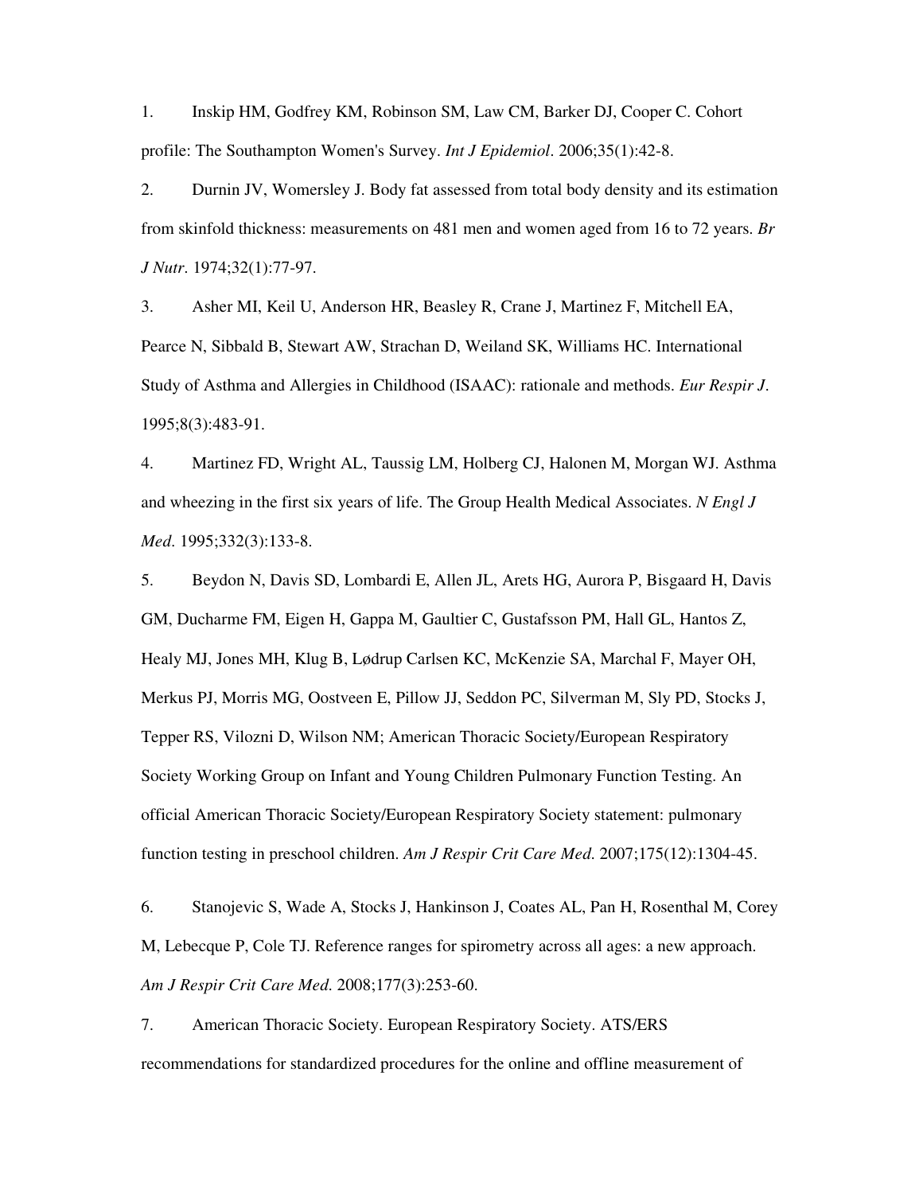1. Inskip HM, Godfrey KM, Robinson SM, Law CM, Barker DJ, Cooper C. Cohort profile: The Southampton Women's Survey. *Int J Epidemiol*. 2006;35(1):42-8.

2. Durnin JV, Womersley J. Body fat assessed from total body density and its estimation from skinfold thickness: measurements on 481 men and women aged from 16 to 72 years. *Br J Nutr*. 1974;32(1):77-97.

3. Asher MI, Keil U, Anderson HR, Beasley R, Crane J, Martinez F, Mitchell EA, Pearce N, Sibbald B, Stewart AW, Strachan D, Weiland SK, Williams HC. International Study of Asthma and Allergies in Childhood (ISAAC): rationale and methods. *Eur Respir J*. 1995;8(3):483-91.

4. Martinez FD, Wright AL, Taussig LM, Holberg CJ, Halonen M, Morgan WJ. Asthma and wheezing in the first six years of life. The Group Health Medical Associates. *N Engl J Med*. 1995;332(3):133-8.

5. Beydon N, Davis SD, Lombardi E, Allen JL, Arets HG, Aurora P, Bisgaard H, Davis GM, Ducharme FM, Eigen H, Gappa M, Gaultier C, Gustafsson PM, Hall GL, Hantos Z, Healy MJ, Jones MH, Klug B, Lødrup Carlsen KC, McKenzie SA, Marchal F, Mayer OH, Merkus PJ, Morris MG, Oostveen E, Pillow JJ, Seddon PC, Silverman M, Sly PD, Stocks J, Tepper RS, Vilozni D, Wilson NM; American Thoracic Society/European Respiratory Society Working Group on Infant and Young Children Pulmonary Function Testing. An official American Thoracic Society/European Respiratory Society statement: pulmonary function testing in preschool children. *Am J Respir Crit Care Med.* 2007;175(12):1304-45.

6. Stanojevic S, Wade A, Stocks J, Hankinson J, Coates AL, Pan H, Rosenthal M, Corey M, Lebecque P, Cole TJ. Reference ranges for spirometry across all ages: a new approach. *Am J Respir Crit Care Med.* 2008;177(3):253-60.

7. American Thoracic Society. European Respiratory Society. ATS/ERS recommendations for standardized procedures for the online and offline measurement of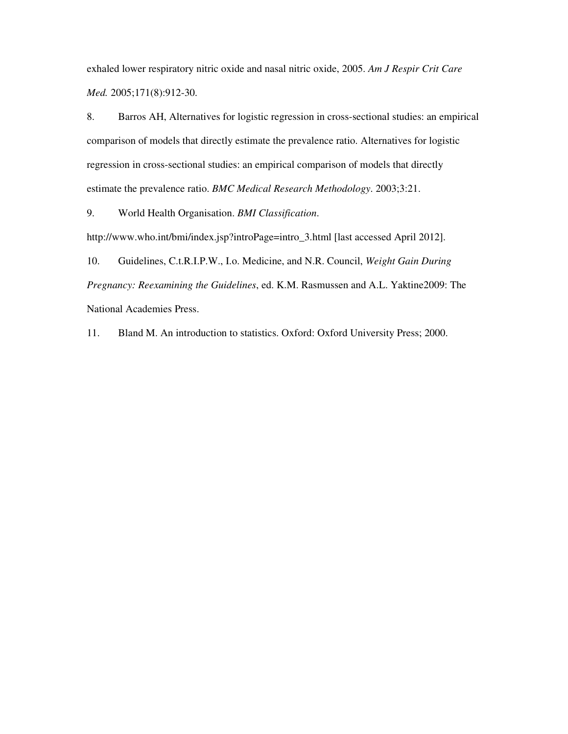exhaled lower respiratory nitric oxide and nasal nitric oxide, 2005. *Am J Respir Crit Care Med.* 2005;171(8):912-30.

8. Barros AH, Alternatives for logistic regression in cross-sectional studies: an empirical comparison of models that directly estimate the prevalence ratio. Alternatives for logistic regression in cross-sectional studies: an empirical comparison of models that directly estimate the prevalence ratio. *BMC Medical Research Methodology*. 2003;3:21.

9. World Health Organisation. *BMI Classification*. http://www.who.int/bmi/index.jsp?introPage=intro_3.html [last accessed April 2012].

10. Guidelines, C.t.R.I.P.W., I.o. Medicine, and N.R. Council, *Weight Gain During Pregnancy: Reexamining the Guidelines*, ed. K.M. Rasmussen and A.L. Yaktine2009: The National Academies Press.

11. Bland M. An introduction to statistics. Oxford: Oxford University Press; 2000.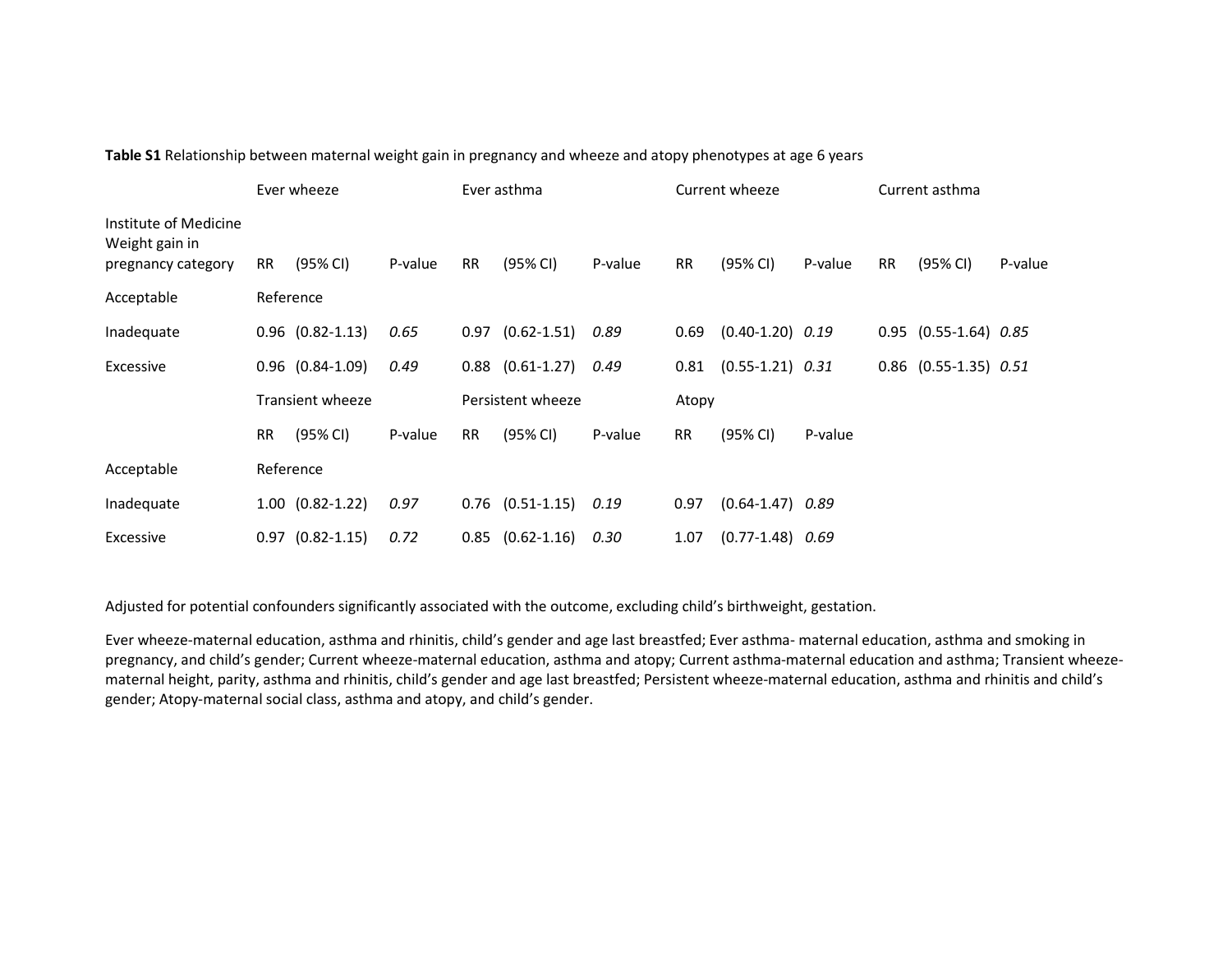**Table S1** Relationship between maternal weight gain in pregnancy and wheeze and atopy phenotypes at age 6 years

| | Ever wheeze | | | Ever asthma | | | Current wheeze | | | Current asthma | | |
|---|---|---|---|---|---|---|---|---|---|---|---|---|
| Institute of Medicine Weight gain in pregnancy category | RR | (95% CI) | P-value | RR | (95% CI) | P-value | RR | (95% CI) | P-value | RR | (95% CI) | P-value |
| Acceptable | Reference | | | | | | | | | | | |
| Inadequate | 0.96 | (0.82-1.13) | *0.65* | 0.97 | (0.62-1.51) | *0.89* | 0.69 | (0.40-1.20) | *0.19* | 0.95 | (0.55-1.64) | *0.85* |
| Excessive | 0.96 | (0.84-1.09) | *0.49* | 0.88 | (0.61-1.27) | *0.49* | 0.81 | (0.55-1.21) | *0.31* | 0.86 | (0.55-1.35) | *0.51* |
| | Transient wheeze | | | Persistent wheeze | | | Atopy | | | | | |
| | RR | (95% CI) | P-value | RR | (95% CI) | P-value | RR | (95% CI) | P-value | | | |
| Acceptable | Reference | | | | | | | | | | | |
| Inadequate | 1.00 | (0.82-1.22) | *0.97* | 0.76 | (0.51-1.15) | *0.19* | 0.97 | (0.64-1.47) | *0.89* | | | |
| Excessive | 0.97 | (0.82-1.15) | *0.72* | 0.85 | (0.62-1.16) | *0.30* | 1.07 | (0.77-1.48) | *0.69* | | | |

Adjusted for potential confounders significantly associated with the outcome, excluding child's birthweight, gestation.

Ever wheeze-maternal education, asthma and rhinitis, child's gender and age last breastfed; Ever asthma- maternal education, asthma and smoking in pregnancy, and child's gender; Current wheeze-maternal education, asthma and atopy; Current asthma-maternal education and asthma; Transient wheeze-maternal height, parity, asthma and rhinitis, child's gender and age last breastfed; Persistent wheeze-maternal education, asthma and rhinitis and child's gender; Atopy-maternal social class, asthma and atopy, and child's gender.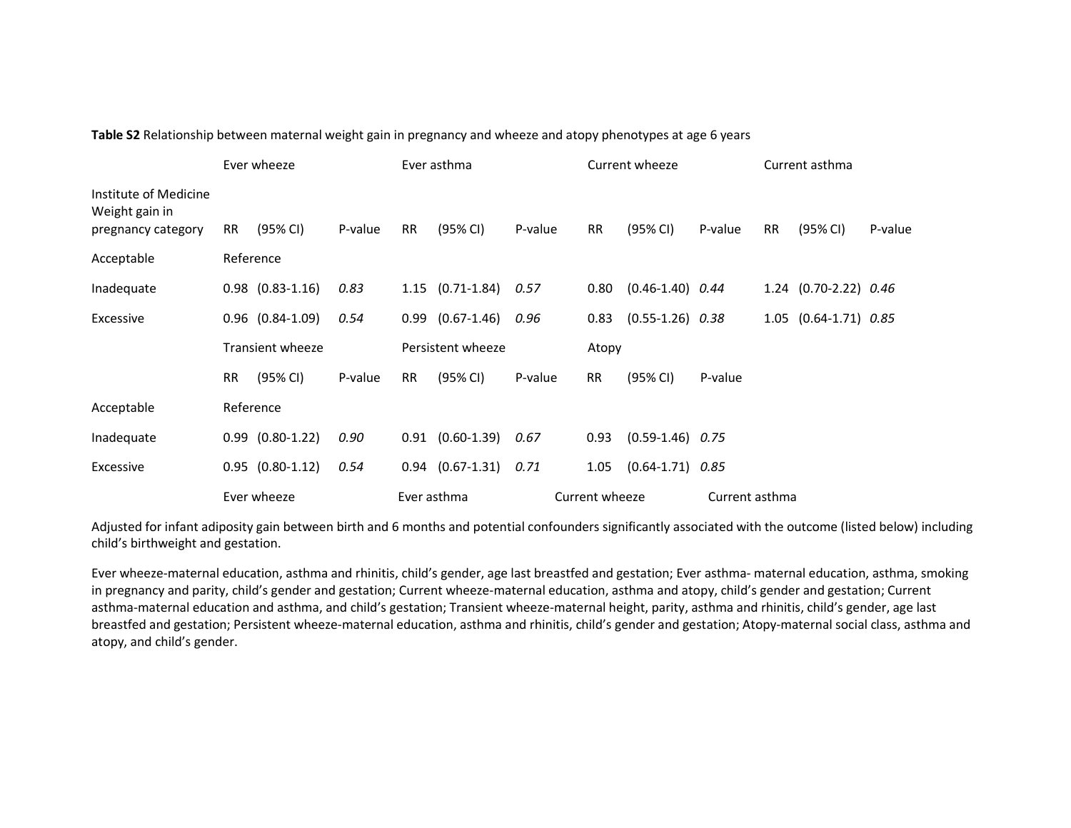**Table S2** Relationship between maternal weight gain in pregnancy and wheeze and atopy phenotypes at age 6 years

| | Ever wheeze | | | Ever asthma | | | Current wheeze | | | Current asthma | | |
|---|---|---|---|---|---|---|---|---|---|---|---|---|
| Institute of Medicine Weight gain in pregnancy category | RR | (95% CI) | P-value | RR | (95% CI) | P-value | RR | (95% CI) | P-value | RR | (95% CI) | P-value |
| Acceptable | Reference | | | | | | | | | | | |
| Inadequate | 0.98 | (0.83-1.16) | *0.83* | 1.15 | (0.71-1.84) | *0.57* | 0.80 | (0.46-1.40) | *0.44* | 1.24 | (0.70-2.22) | *0.46* |
| Excessive | 0.96 | (0.84-1.09) | *0.54* | 0.99 | (0.67-1.46) | *0.96* | 0.83 | (0.55-1.26) | *0.38* | 1.05 | (0.64-1.71) | *0.85* |
| | Transient wheeze | | | Persistent wheeze | | | Atopy | | | | | |
| | RR | (95% CI) | P-value | RR | (95% CI) | P-value | RR | (95% CI) | P-value | | | |
| Acceptable | Reference | | | | | | | | | | | |
| Inadequate | 0.99 | (0.80-1.22) | *0.90* | 0.91 | (0.60-1.39) | *0.67* | 0.93 | (0.59-1.46) | *0.75* | | | |
| Excessive | 0.95 | (0.80-1.12) | *0.54* | 0.94 | (0.67-1.31) | *0.71* | 1.05 | (0.64-1.71) | *0.85* | | | |
| | Ever wheeze | | | Ever asthma | | | Current wheeze | | | Current asthma | | |

Adjusted for infant adiposity gain between birth and 6 months and potential confounders significantly associated with the outcome (listed below) including child's birthweight and gestation.

Ever wheeze-maternal education, asthma and rhinitis, child's gender, age last breastfed and gestation; Ever asthma- maternal education, asthma, smoking in pregnancy and parity, child's gender and gestation; Current wheeze-maternal education, asthma and atopy, child's gender and gestation; Current asthma-maternal education and asthma, and child's gestation; Transient wheeze-maternal height, parity, asthma and rhinitis, child's gender, age last breastfed and gestation; Persistent wheeze-maternal education, asthma and rhinitis, child's gender and gestation; Atopy-maternal social class, asthma and atopy, and child's gender.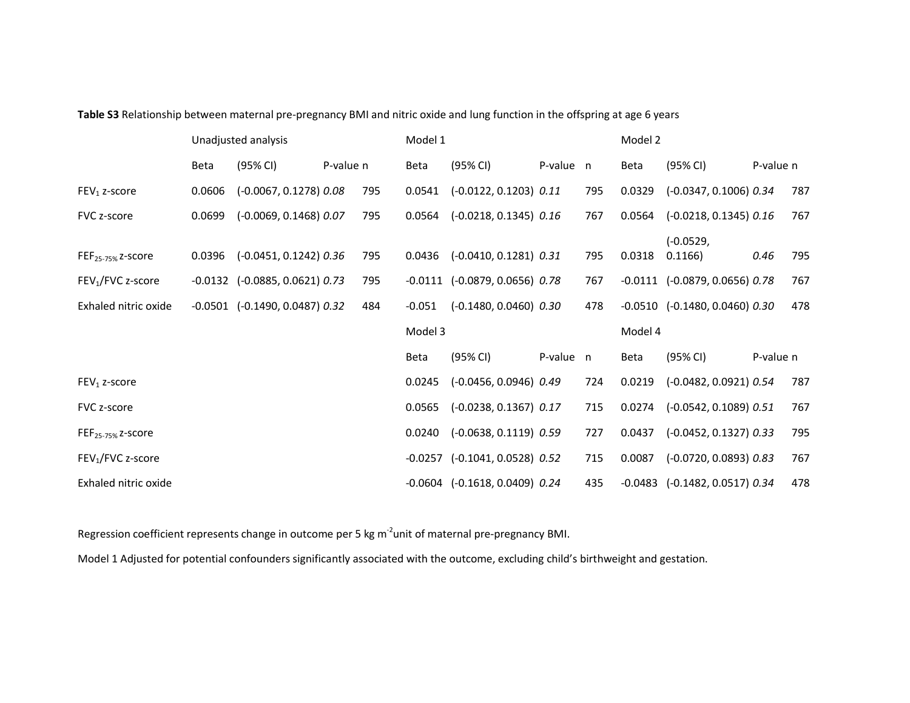**Table S3** Relationship between maternal pre-pregnancy BMI and nitric oxide and lung function in the offspring at age 6 years

| | Unadjusted analysis | | | | Model 1 | | | | Model 2 | | | |
|---|---|---|---|---|---|---|---|---|---|---|---|---|
| | Beta | (95% CI) | P-value | n | Beta | (95% CI) | P-value | n | Beta | (95% CI) | P-value | n |
| $FEV_1$ z-score | 0.0606 | (-0.0067, 0.1278) | *0.08* | 795 | 0.0541 | (-0.0122, 0.1203) | *0.11* | 795 | 0.0329 | (-0.0347, 0.1006) | *0.34* | 787 |
| FVC z-score | 0.0699 | (-0.0069, 0.1468) | *0.07* | 795 | 0.0564 | (-0.0218, 0.1345) | *0.16* | 767 | 0.0564 | (-0.0218, 0.1345) | *0.16* | 767 |
| $FEF_{25\text{-}75\%}$ z-score | 0.0396 | (-0.0451, 0.1242) | *0.36* | 795 | 0.0436 | (-0.0410, 0.1281) | *0.31* | 795 | 0.0318 | (-0.0529, 0.1166) | *0.46* | 795 |
| $FEV_1$/FVC z-score | -0.0132 | (-0.0885, 0.0621) | *0.73* | 795 | -0.0111 | (-0.0879, 0.0656) | *0.78* | 767 | -0.0111 | (-0.0879, 0.0656) | *0.78* | 767 |
| Exhaled nitric oxide | -0.0501 | (-0.1490, 0.0487) | *0.32* | 484 | -0.051 | (-0.1480, 0.0460) | *0.30* | 478 | -0.0510 | (-0.1480, 0.0460) | *0.30* | 478 |
| | | | | | Model 3 | | | | Model 4 | | | |
| | | | | | Beta | (95% CI) | P-value | n | Beta | (95% CI) | P-value | n |
| $FEV_1$ z-score | | | | | 0.0245 | (-0.0456, 0.0946) | *0.49* | 724 | 0.0219 | (-0.0482, 0.0921) | *0.54* | 787 |
| FVC z-score | | | | | 0.0565 | (-0.0238, 0.1367) | *0.17* | 715 | 0.0274 | (-0.0542, 0.1089) | *0.51* | 767 |
| $FEF_{25\text{-}75\%}$ z-score | | | | | 0.0240 | (-0.0638, 0.1119) | *0.59* | 727 | 0.0437 | (-0.0452, 0.1327) | *0.33* | 795 |
| $FEV_1$/FVC z-score | | | | | -0.0257 | (-0.1041, 0.0528) | *0.52* | 715 | 0.0087 | (-0.0720, 0.0893) | *0.83* | 767 |
| Exhaled nitric oxide | | | | | -0.0604 | (-0.1618, 0.0409) | *0.24* | 435 | -0.0483 | (-0.1482, 0.0517) | *0.34* | 478 |

Regression coefficient represents change in outcome per 5 kg $m^{-2}$ unit of maternal pre-pregnancy BMI.

Model 1 Adjusted for potential confounders significantly associated with the outcome, excluding child's birthweight and gestation.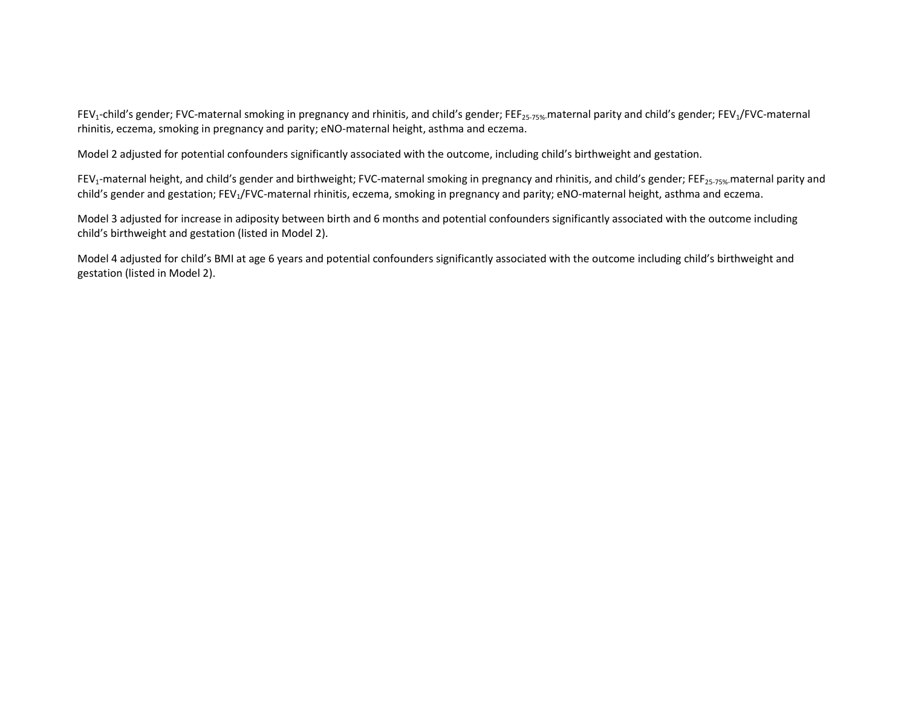$FEV_1$-child's gender; FVC-maternal smoking in pregnancy and rhinitis, and child's gender; $FEF_{25-75\%}$-maternal parity and child's gender; $FEV_1$/FVC-maternal rhinitis, eczema, smoking in pregnancy and parity; eNO-maternal height, asthma and eczema.

Model 2 adjusted for potential confounders significantly associated with the outcome, including child's birthweight and gestation.

$FEV_1$-maternal height, and child's gender and birthweight; FVC-maternal smoking in pregnancy and rhinitis, and child's gender; $FEF_{25-75\%}$-maternal parity and child's gender and gestation; $FEV_1$/FVC-maternal rhinitis, eczema, smoking in pregnancy and parity; eNO-maternal height, asthma and eczema.

Model 3 adjusted for increase in adiposity between birth and 6 months and potential confounders significantly associated with the outcome including child's birthweight and gestation (listed in Model 2).

Model 4 adjusted for child's BMI at age 6 years and potential confounders significantly associated with the outcome including child's birthweight and gestation (listed in Model 2).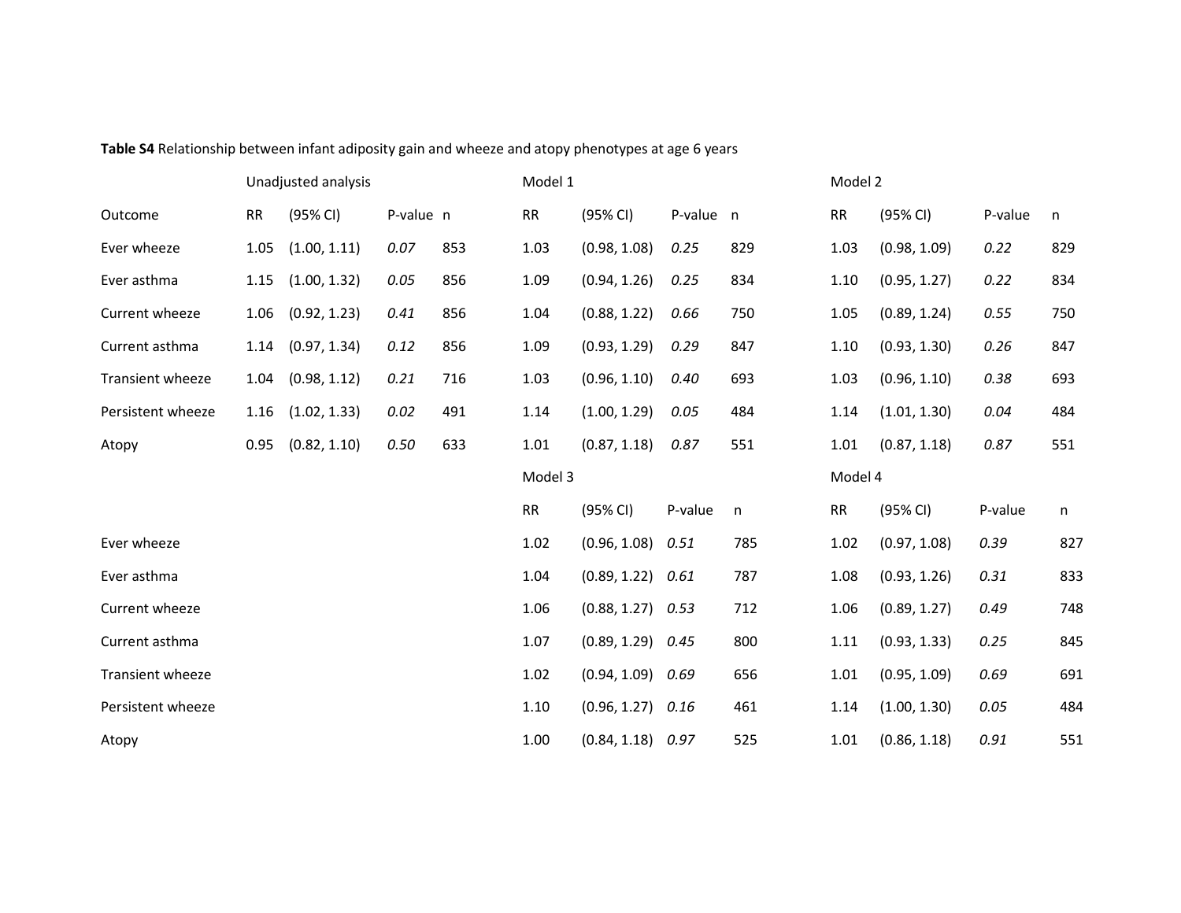**Table S4** Relationship between infant adiposity gain and wheeze and atopy phenotypes at age 6 years

| | Unadjusted analysis | | | | Model 1 | | | | Model 2 | | | |
|---|---|---|---|---|---|---|---|---|---|---|---|---|
| Outcome | RR | (95% CI) | P-value | n | RR | (95% CI) | P-value | n | RR | (95% CI) | P-value | n |
| Ever wheeze | 1.05 | (1.00, 1.11) | *0.07* | 853 | 1.03 | (0.98, 1.08) | *0.25* | 829 | 1.03 | (0.98, 1.09) | *0.22* | 829 |
| Ever asthma | 1.15 | (1.00, 1.32) | *0.05* | 856 | 1.09 | (0.94, 1.26) | *0.25* | 834 | 1.10 | (0.95, 1.27) | *0.22* | 834 |
| Current wheeze | 1.06 | (0.92, 1.23) | *0.41* | 856 | 1.04 | (0.88, 1.22) | *0.66* | 750 | 1.05 | (0.89, 1.24) | *0.55* | 750 |
| Current asthma | 1.14 | (0.97, 1.34) | *0.12* | 856 | 1.09 | (0.93, 1.29) | *0.29* | 847 | 1.10 | (0.93, 1.30) | *0.26* | 847 |
| Transient wheeze | 1.04 | (0.98, 1.12) | *0.21* | 716 | 1.03 | (0.96, 1.10) | *0.40* | 693 | 1.03 | (0.96, 1.10) | *0.38* | 693 |
| Persistent wheeze | 1.16 | (1.02, 1.33) | *0.02* | 491 | 1.14 | (1.00, 1.29) | *0.05* | 484 | 1.14 | (1.01, 1.30) | *0.04* | 484 |
| Atopy | 0.95 | (0.82, 1.10) | *0.50* | 633 | 1.01 | (0.87, 1.18) | *0.87* | 551 | 1.01 | (0.87, 1.18) | *0.87* | 551 |
| | | | | | Model 3 | | | | Model 4 | | | |
| | | | | | RR | (95% CI) | P-value | n | RR | (95% CI) | P-value | n |
| Ever wheeze | | | | | 1.02 | (0.96, 1.08) | *0.51* | 785 | 1.02 | (0.97, 1.08) | *0.39* | 827 |
| Ever asthma | | | | | 1.04 | (0.89, 1.22) | *0.61* | 787 | 1.08 | (0.93, 1.26) | *0.31* | 833 |
| Current wheeze | | | | | 1.06 | (0.88, 1.27) | *0.53* | 712 | 1.06 | (0.89, 1.27) | *0.49* | 748 |
| Current asthma | | | | | 1.07 | (0.89, 1.29) | *0.45* | 800 | 1.11 | (0.93, 1.33) | *0.25* | 845 |
| Transient wheeze | | | | | 1.02 | (0.94, 1.09) | *0.69* | 656 | 1.01 | (0.95, 1.09) | *0.69* | 691 |
| Persistent wheeze | | | | | 1.10 | (0.96, 1.27) | *0.16* | 461 | 1.14 | (1.00, 1.30) | *0.05* | 484 |
| Atopy | | | | | 1.00 | (0.84, 1.18) | *0.97* | 525 | 1.01 | (0.86, 1.18) | *0.91* | 551 |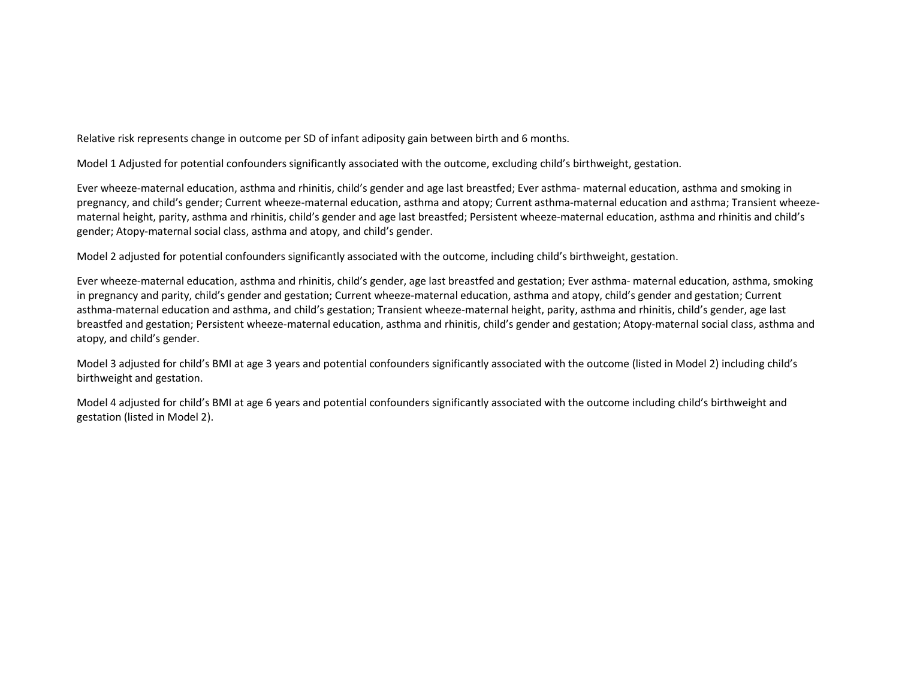Relative risk represents change in outcome per SD of infant adiposity gain between birth and 6 months.

Model 1 Adjusted for potential confounders significantly associated with the outcome, excluding child's birthweight, gestation.

Ever wheeze-maternal education, asthma and rhinitis, child's gender and age last breastfed; Ever asthma- maternal education, asthma and smoking in pregnancy, and child's gender; Current wheeze-maternal education, asthma and atopy; Current asthma-maternal education and asthma; Transient wheeze-maternal height, parity, asthma and rhinitis, child's gender and age last breastfed; Persistent wheeze-maternal education, asthma and rhinitis and child's gender; Atopy-maternal social class, asthma and atopy, and child's gender.

Model 2 adjusted for potential confounders significantly associated with the outcome, including child's birthweight, gestation.

Ever wheeze-maternal education, asthma and rhinitis, child's gender, age last breastfed and gestation; Ever asthma- maternal education, asthma, smoking in pregnancy and parity, child's gender and gestation; Current wheeze-maternal education, asthma and atopy, child's gender and gestation; Current asthma-maternal education and asthma, and child's gestation; Transient wheeze-maternal height, parity, asthma and rhinitis, child's gender, age last breastfed and gestation; Persistent wheeze-maternal education, asthma and rhinitis, child's gender and gestation; Atopy-maternal social class, asthma and atopy, and child's gender.

Model 3 adjusted for child's BMI at age 3 years and potential confounders significantly associated with the outcome (listed in Model 2) including child's birthweight and gestation.

Model 4 adjusted for child's BMI at age 6 years and potential confounders significantly associated with the outcome including child's birthweight and gestation (listed in Model 2).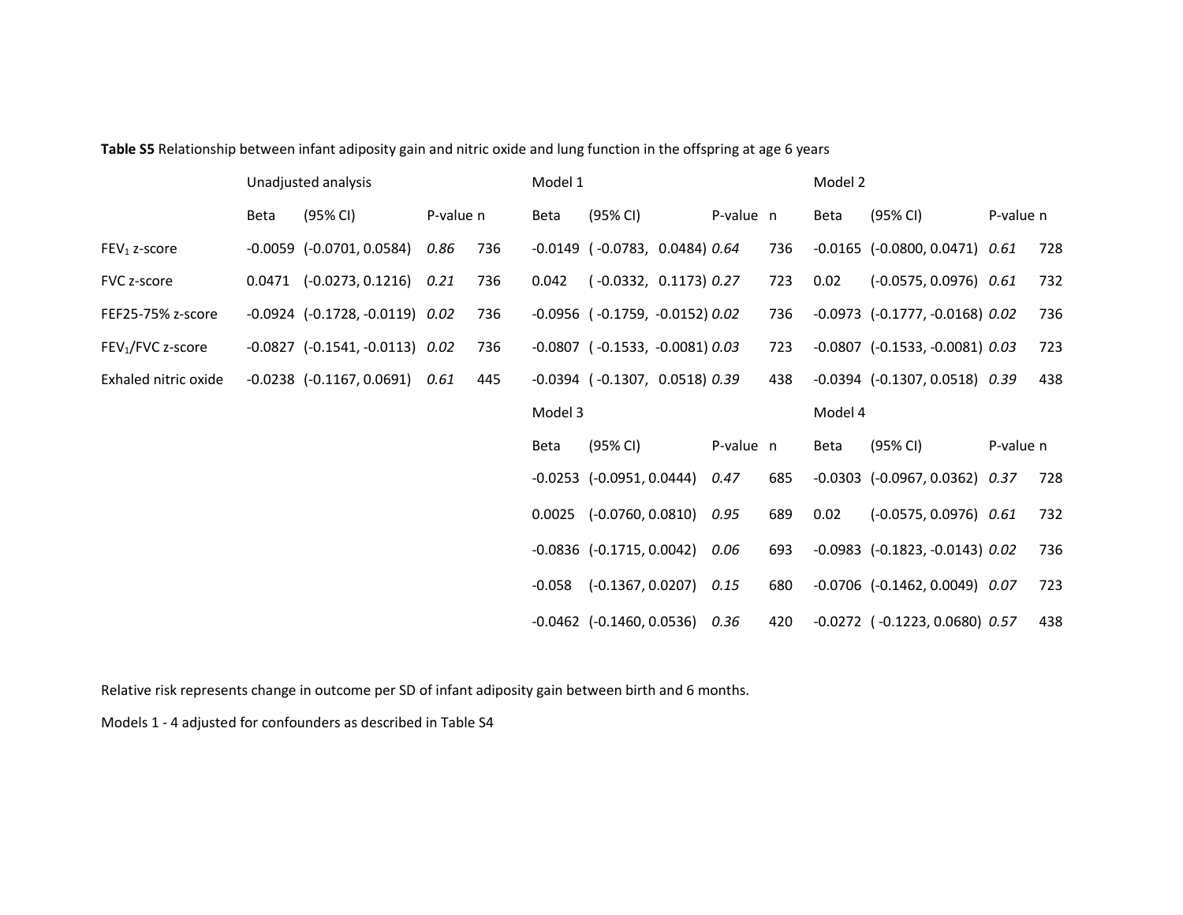**Table S5** Relationship between infant adiposity gain and nitric oxide and lung function in the offspring at age 6 years

| | Unadjusted analysis | | | | Model 1 | | | | Model 2 | | | |
|---|---|---|---|---|---|---|---|---|---|---|---|---|
| | Beta | (95% CI) | P-value | n | Beta | (95% CI) | P-value | n | Beta | (95% CI) | P-value | n |
| $FEV_1$ z-score | -0.0059 | (-0.0701, 0.0584) | *0.86* | 736 | -0.0149 | ( -0.0783, 0.0484) | *0.64* | 736 | -0.0165 | (-0.0800, 0.0471) | *0.61* | 728 |
| FVC z-score | 0.0471 | (-0.0273, 0.1216) | *0.21* | 736 | 0.042 | ( -0.0332, 0.1173) | *0.27* | 723 | 0.02 | (-0.0575, 0.0976) | *0.61* | 732 |
| FEF25-75% z-score | -0.0924 | (-0.1728, -0.0119) | *0.02* | 736 | -0.0956 | ( -0.1759, -0.0152) | *0.02* | 736 | -0.0973 | (-0.1777, -0.0168) | *0.02* | 736 |
| $FEV_1$/FVC z-score | -0.0827 | (-0.1541, -0.0113) | *0.02* | 736 | -0.0807 | ( -0.1533, -0.0081) | *0.03* | 723 | -0.0807 | (-0.1533, -0.0081) | *0.03* | 723 |
| Exhaled nitric oxide | -0.0238 | (-0.1167, 0.0691) | *0.61* | 445 | -0.0394 | ( -0.1307, 0.0518) | *0.39* | 438 | -0.0394 | (-0.1307, 0.0518) | *0.39* | 438 |
| | | | | | Model 3 | | | | Model 4 | | | |
| | | | | | Beta | (95% CI) | P-value | n | Beta | (95% CI) | P-value | n |
| $FEV_1$ z-score | | | | | -0.0253 | (-0.0951, 0.0444) | *0.47* | 685 | -0.0303 | (-0.0967, 0.0362) | *0.37* | 728 |
| FVC z-score | | | | | 0.0025 | (-0.0760, 0.0810) | *0.95* | 689 | 0.02 | (-0.0575, 0.0976) | *0.61* | 732 |
| FEF25-75% z-score | | | | | -0.0836 | (-0.1715, 0.0042) | *0.06* | 693 | -0.0983 | (-0.1823, -0.0143) | *0.02* | 736 |
| $FEV_1$/FVC z-score | | | | | -0.058 | (-0.1367, 0.0207) | *0.15* | 680 | -0.0706 | (-0.1462, 0.0049) | *0.07* | 723 |
| Exhaled nitric oxide | | | | | -0.0462 | (-0.1460, 0.0536) | *0.36* | 420 | -0.0272 | ( -0.1223, 0.0680) | *0.57* | 438 |

Relative risk represents change in outcome per SD of infant adiposity gain between birth and 6 months.

Models 1 - 4 adjusted for confounders as described in Table S4